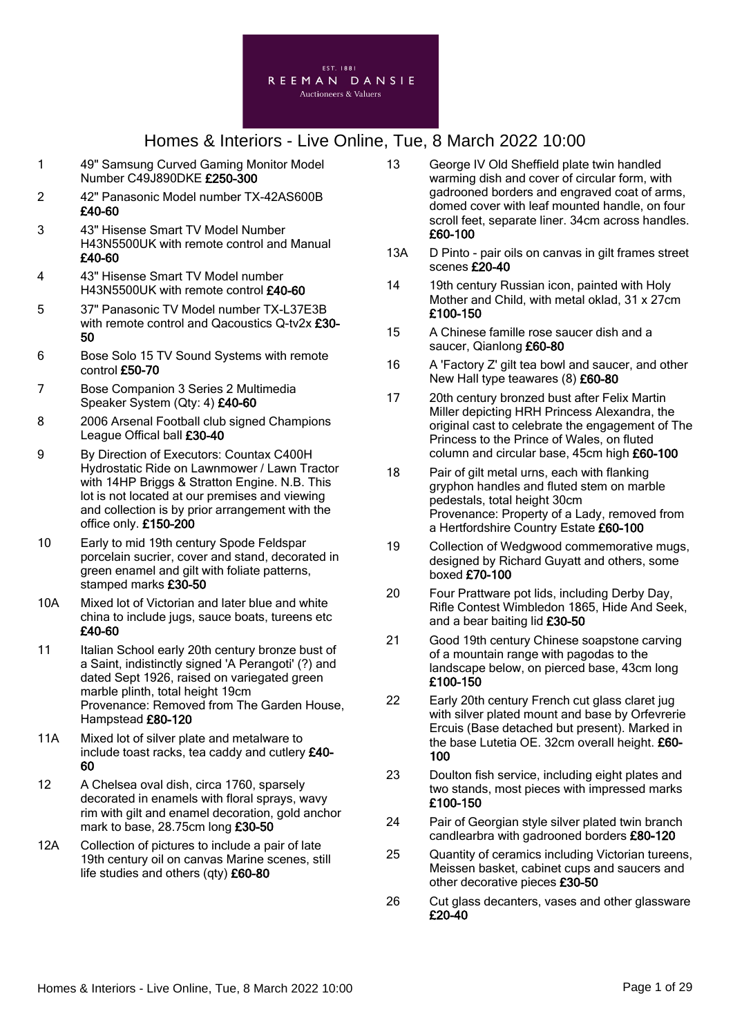EST. 1881
REEMAN DANSIE
Auctioneers & Valuers

# Homes & Interiors - Live Online, Tue, 8 March 2022 10:00

1 49" Samsung Curved Gaming Monitor Model Number C49J890DKE **£250-300**

2 42" Panasonic Model number TX-42AS600B **£40-60**

3 43" Hisense Smart TV Model Number H43N5500UK with remote control and Manual **£40-60**

4 43" Hisense Smart TV Model number H43N5500UK with remote control **£40-60**

5 37" Panasonic TV Model number TX-L37E3B with remote control and Qacoustics Q-tv2x **£30-50**

6 Bose Solo 15 TV Sound Systems with remote control **£50-70**

7 Bose Companion 3 Series 2 Multimedia Speaker System (Qty: 4) **£40-60**

8 2006 Arsenal Football club signed Champions League Offical ball **£30-40**

9 By Direction of Executors: Countax C400H Hydrostatic Ride on Lawnmower / Lawn Tractor with 14HP Briggs & Stratton Engine. N.B. This lot is not located at our premises and viewing and collection is by prior arrangement with the office only. **£150-200**

10 Early to mid 19th century Spode Feldspar porcelain sucrier, cover and stand, decorated in green enamel and gilt with foliate patterns, stamped marks **£30-50**

10A Mixed lot of Victorian and later blue and white china to include jugs, sauce boats, tureens etc **£40-60**

11 Italian School early 20th century bronze bust of a Saint, indistinctly signed 'A Perangoti' (?) and dated Sept 1926, raised on variegated green marble plinth, total height 19cm
Provenance: Removed from The Garden House, Hampstead **£80-120**

11A Mixed lot of silver plate and metalware to include toast racks, tea caddy and cutlery **£40-60**

12 A Chelsea oval dish, circa 1760, sparsely decorated in enamels with floral sprays, wavy rim with gilt and enamel decoration, gold anchor mark to base, 28.75cm long **£30-50**

12A Collection of pictures to include a pair of late 19th century oil on canvas Marine scenes, still life studies and others (qty) **£60-80**

13 George IV Old Sheffield plate twin handled warming dish and cover of circular form, with gadrooned borders and engraved coat of arms, domed cover with leaf mounted handle, on four scroll feet, separate liner. 34cm across handles. **£60-100**

13A D Pinto - pair oils on canvas in gilt frames street scenes **£20-40**

14 19th century Russian icon, painted with Holy Mother and Child, with metal oklad, 31 x 27cm **£100-150**

15 A Chinese famille rose saucer dish and a saucer, Qianlong **£60-80**

16 A 'Factory Z' gilt tea bowl and saucer, and other New Hall type teawares (8) **£60-80**

17 20th century bronzed bust after Felix Martin Miller depicting HRH Princess Alexandra, the original cast to celebrate the engagement of The Princess to the Prince of Wales, on fluted column and circular base, 45cm high **£60-100**

18 Pair of gilt metal urns, each with flanking gryphon handles and fluted stem on marble pedestals, total height 30cm
Provenance: Property of a Lady, removed from a Hertfordshire Country Estate **£60-100**

19 Collection of Wedgwood commemorative mugs, designed by Richard Guyatt and others, some boxed **£70-100**

20 Four Prattware pot lids, including Derby Day, Rifle Contest Wimbledon 1865, Hide And Seek, and a bear baiting lid **£30-50**

21 Good 19th century Chinese soapstone carving of a mountain range with pagodas to the landscape below, on pierced base, 43cm long **£100-150**

22 Early 20th century French cut glass claret jug with silver plated mount and base by Orfevrerie Ercuis (Base detached but present). Marked in the base Lutetia OE. 32cm overall height. **£60-100**

23 Doulton fish service, including eight plates and two stands, most pieces with impressed marks **£100-150**

24 Pair of Georgian style silver plated twin branch candlearbra with gadrooned borders **£80-120**

25 Quantity of ceramics including Victorian tureens, Meissen basket, cabinet cups and saucers and other decorative pieces **£30-50**

26 Cut glass decanters, vases and other glassware **£20-40**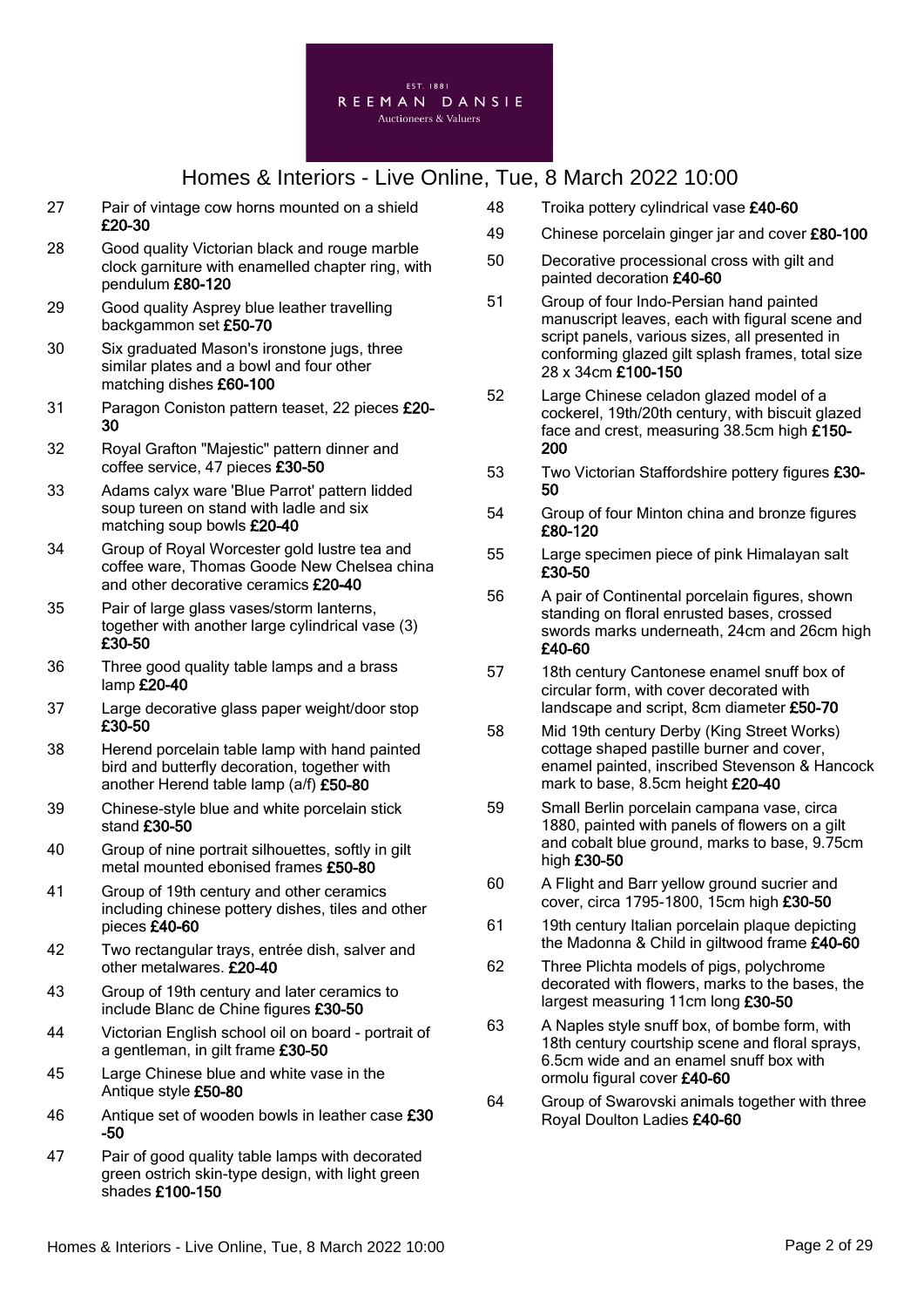EST. 1881
REEMAN DANSIE
Auctioneers & Valuers

# Homes & Interiors - Live Online, Tue, 8 March 2022 10:00

27 Pair of vintage cow horns mounted on a shield **£20-30**

28 Good quality Victorian black and rouge marble clock garniture with enamelled chapter ring, with pendulum **£80-120**

29 Good quality Asprey blue leather travelling backgammon set **£50-70**

30 Six graduated Mason's ironstone jugs, three similar plates and a bowl and four other matching dishes **£60-100**

31 Paragon Coniston pattern teaset, 22 pieces **£20-30**

32 Royal Grafton "Majestic" pattern dinner and coffee service, 47 pieces **£30-50**

33 Adams calyx ware 'Blue Parrot' pattern lidded soup tureen on stand with ladle and six matching soup bowls **£20-40**

34 Group of Royal Worcester gold lustre tea and coffee ware, Thomas Goode New Chelsea china and other decorative ceramics **£20-40**

35 Pair of large glass vases/storm lanterns, together with another large cylindrical vase (3) **£30-50**

36 Three good quality table lamps and a brass lamp **£20-40**

37 Large decorative glass paper weight/door stop **£30-50**

38 Herend porcelain table lamp with hand painted bird and butterfly decoration, together with another Herend table lamp (a/f) **£50-80**

39 Chinese-style blue and white porcelain stick stand **£30-50**

40 Group of nine portrait silhouettes, softly in gilt metal mounted ebonised frames **£50-80**

41 Group of 19th century and other ceramics including chinese pottery dishes, tiles and other pieces **£40-60**

42 Two rectangular trays, entrée dish, salver and other metalwares. **£20-40**

43 Group of 19th century and later ceramics to include Blanc de Chine figures **£30-50**

44 Victorian English school oil on board - portrait of a gentleman, in gilt frame **£30-50**

45 Large Chinese blue and white vase in the Antique style **£50-80**

46 Antique set of wooden bowls in leather case **£30-50**

47 Pair of good quality table lamps with decorated green ostrich skin-type design, with light green shades **£100-150**

48 Troika pottery cylindrical vase **£40-60**

49 Chinese porcelain ginger jar and cover **£80-100**

50 Decorative processional cross with gilt and painted decoration **£40-60**

51 Group of four Indo-Persian hand painted manuscript leaves, each with figural scene and script panels, various sizes, all presented in conforming glazed gilt splash frames, total size 28 x 34cm **£100-150**

52 Large Chinese celadon glazed model of a cockerel, 19th/20th century, with biscuit glazed face and crest, measuring 38.5cm high **£150-200**

53 Two Victorian Staffordshire pottery figures **£30-50**

54 Group of four Minton china and bronze figures **£80-120**

55 Large specimen piece of pink Himalayan salt **£30-50**

56 A pair of Continental porcelain figures, shown standing on floral enrusted bases, crossed swords marks underneath, 24cm and 26cm high **£40-60**

57 18th century Cantonese enamel snuff box of circular form, with cover decorated with landscape and script, 8cm diameter **£50-70**

58 Mid 19th century Derby (King Street Works) cottage shaped pastille burner and cover, enamel painted, inscribed Stevenson & Hancock mark to base, 8.5cm height **£20-40**

59 Small Berlin porcelain campana vase, circa 1880, painted with panels of flowers on a gilt and cobalt blue ground, marks to base, 9.75cm high **£30-50**

60 A Flight and Barr yellow ground sucrier and cover, circa 1795-1800, 15cm high **£30-50**

61 19th century Italian porcelain plaque depicting the Madonna & Child in giltwood frame **£40-60**

62 Three Plichta models of pigs, polychrome decorated with flowers, marks to the bases, the largest measuring 11cm long **£30-50**

63 A Naples style snuff box, of bombe form, with 18th century courtship scene and floral sprays, 6.5cm wide and an enamel snuff box with ormolu figural cover **£40-60**

64 Group of Swarovski animals together with three Royal Doulton Ladies **£40-60**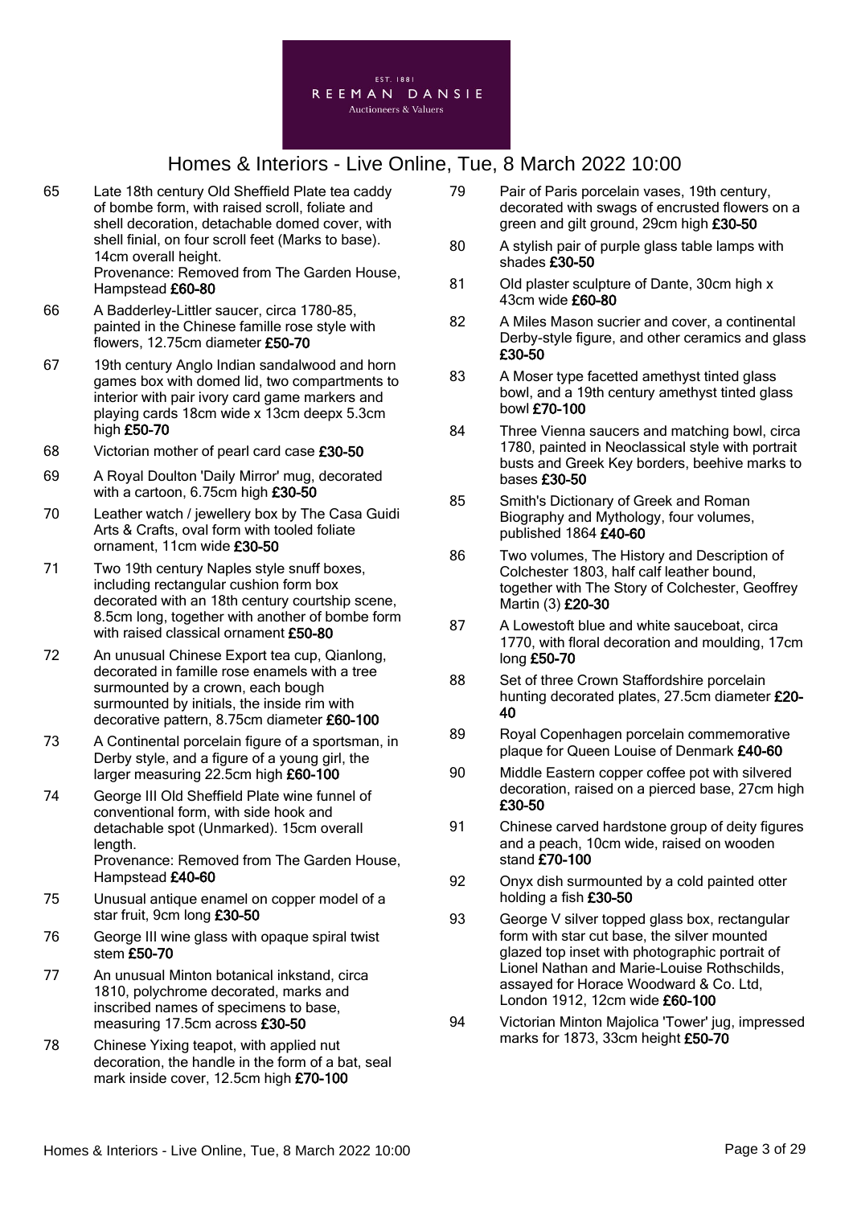65 Late 18th century Old Sheffield Plate tea caddy of bombe form, with raised scroll, foliate and shell decoration, detachable domed cover, with shell finial, on four scroll feet (Marks to base). 14cm overall height.
Provenance: Removed from The Garden House, Hampstead **£60-80**

66 A Badderley-Littler saucer, circa 1780-85, painted in the Chinese famille rose style with flowers, 12.75cm diameter **£50-70**

67 19th century Anglo Indian sandalwood and horn games box with domed lid, two compartments to interior with pair ivory card game markers and playing cards 18cm wide x 13cm deepx 5.3cm high **£50-70**

68 Victorian mother of pearl card case **£30-50**

69 A Royal Doulton 'Daily Mirror' mug, decorated with a cartoon, 6.75cm high **£30-50**

70 Leather watch / jewellery box by The Casa Guidi Arts & Crafts, oval form with tooled foliate ornament, 11cm wide **£30-50**

71 Two 19th century Naples style snuff boxes, including rectangular cushion form box decorated with an 18th century courtship scene, 8.5cm long, together with another of bombe form with raised classical ornament **£50-80**

72 An unusual Chinese Export tea cup, Qianlong, decorated in famille rose enamels with a tree surmounted by a crown, each bough surmounted by initials, the inside rim with decorative pattern, 8.75cm diameter **£60-100**

73 A Continental porcelain figure of a sportsman, in Derby style, and a figure of a young girl, the larger measuring 22.5cm high **£60-100**

74 George III Old Sheffield Plate wine funnel of conventional form, with side hook and detachable spot (Unmarked). 15cm overall length.
Provenance: Removed from The Garden House, Hampstead **£40-60**

75 Unusual antique enamel on copper model of a star fruit, 9cm long **£30-50**

76 George III wine glass with opaque spiral twist stem **£50-70**

77 An unusual Minton botanical inkstand, circa 1810, polychrome decorated, marks and inscribed names of specimens to base, measuring 17.5cm across **£30-50**

78 Chinese Yixing teapot, with applied nut decoration, the handle in the form of a bat, seal mark inside cover, 12.5cm high **£70-100**

79 Pair of Paris porcelain vases, 19th century, decorated with swags of encrusted flowers on a green and gilt ground, 29cm high **£30-50**

80 A stylish pair of purple glass table lamps with shades **£30-50**

81 Old plaster sculpture of Dante, 30cm high x 43cm wide **£60-80**

82 A Miles Mason sucrier and cover, a continental Derby-style figure, and other ceramics and glass **£30-50**

83 A Moser type facetted amethyst tinted glass bowl, and a 19th century amethyst tinted glass bowl **£70-100**

84 Three Vienna saucers and matching bowl, circa 1780, painted in Neoclassical style with portrait busts and Greek Key borders, beehive marks to bases **£30-50**

85 Smith's Dictionary of Greek and Roman Biography and Mythology, four volumes, published 1864 **£40-60**

86 Two volumes, The History and Description of Colchester 1803, half calf leather bound, together with The Story of Colchester, Geoffrey Martin (3) **£20-30**

87 A Lowestoft blue and white sauceboat, circa 1770, with floral decoration and moulding, 17cm long **£50-70**

88 Set of three Crown Staffordshire porcelain hunting decorated plates, 27.5cm diameter **£20-40**

89 Royal Copenhagen porcelain commemorative plaque for Queen Louise of Denmark **£40-60**

90 Middle Eastern copper coffee pot with silvered decoration, raised on a pierced base, 27cm high **£30-50**

91 Chinese carved hardstone group of deity figures and a peach, 10cm wide, raised on wooden stand **£70-100**

92 Onyx dish surmounted by a cold painted otter holding a fish **£30-50**

93 George V silver topped glass box, rectangular form with star cut base, the silver mounted glazed top inset with photographic portrait of Lionel Nathan and Marie-Louise Rothschilds, assayed for Horace Woodward & Co. Ltd, London 1912, 12cm wide **£60-100**

94 Victorian Minton Majolica 'Tower' jug, impressed marks for 1873, 33cm height **£50-70**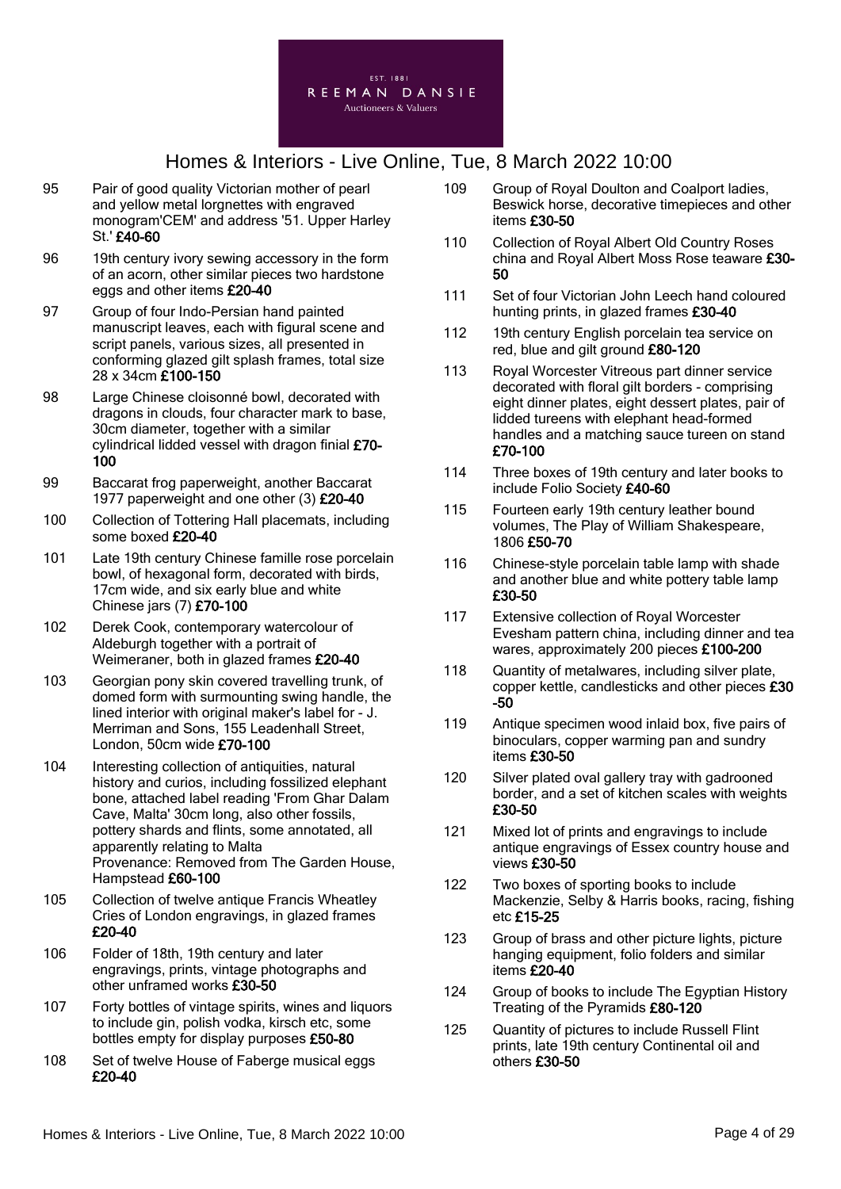EST. 1881
REEMAN DANSIE
Auctioneers & Valuers

# Homes & Interiors - Live Online, Tue, 8 March 2022 10:00

95 Pair of good quality Victorian mother of pearl and yellow metal lorgnettes with engraved monogram'CEM' and address '51. Upper Harley St.' **£40-60**

96 19th century ivory sewing accessory in the form of an acorn, other similar pieces two hardstone eggs and other items **£20-40**

97 Group of four Indo-Persian hand painted manuscript leaves, each with figural scene and script panels, various sizes, all presented in conforming glazed gilt splash frames, total size 28 x 34cm **£100-150**

98 Large Chinese cloisonné bowl, decorated with dragons in clouds, four character mark to base, 30cm diameter, together with a similar cylindrical lidded vessel with dragon finial **£70-100**

99 Baccarat frog paperweight, another Baccarat 1977 paperweight and one other (3) **£20-40**

100 Collection of Tottering Hall placemats, including some boxed **£20-40**

101 Late 19th century Chinese famille rose porcelain bowl, of hexagonal form, decorated with birds, 17cm wide, and six early blue and white Chinese jars (7) **£70-100**

102 Derek Cook, contemporary watercolour of Aldeburgh together with a portrait of Weimeraner, both in glazed frames **£20-40**

103 Georgian pony skin covered travelling trunk, of domed form with surmounting swing handle, the lined interior with original maker's label for - J. Merriman and Sons, 155 Leadenhall Street, London, 50cm wide **£70-100**

104 Interesting collection of antiquities, natural history and curios, including fossilized elephant bone, attached label reading 'From Ghar Dalam Cave, Malta' 30cm long, also other fossils, pottery shards and flints, some annotated, all apparently relating to Malta
Provenance: Removed from The Garden House, Hampstead **£60-100**

105 Collection of twelve antique Francis Wheatley Cries of London engravings, in glazed frames **£20-40**

106 Folder of 18th, 19th century and later engravings, prints, vintage photographs and other unframed works **£30-50**

107 Forty bottles of vintage spirits, wines and liquors to include gin, polish vodka, kirsch etc, some bottles empty for display purposes **£50-80**

108 Set of twelve House of Faberge musical eggs **£20-40**

109 Group of Royal Doulton and Coalport ladies, Beswick horse, decorative timepieces and other items **£30-50**

110 Collection of Royal Albert Old Country Roses china and Royal Albert Moss Rose teaware **£30-50**

111 Set of four Victorian John Leech hand coloured hunting prints, in glazed frames **£30-40**

112 19th century English porcelain tea service on red, blue and gilt ground **£80-120**

113 Royal Worcester Vitreous part dinner service decorated with floral gilt borders - comprising eight dinner plates, eight dessert plates, pair of lidded tureens with elephant head-formed handles and a matching sauce tureen on stand **£70-100**

114 Three boxes of 19th century and later books to include Folio Society **£40-60**

115 Fourteen early 19th century leather bound volumes, The Play of William Shakespeare, 1806 **£50-70**

116 Chinese-style porcelain table lamp with shade and another blue and white pottery table lamp **£30-50**

117 Extensive collection of Royal Worcester Evesham pattern china, including dinner and tea wares, approximately 200 pieces **£100-200**

118 Quantity of metalwares, including silver plate, copper kettle, candlesticks and other pieces **£30-50**

119 Antique specimen wood inlaid box, five pairs of binoculars, copper warming pan and sundry items **£30-50**

120 Silver plated oval gallery tray with gadrooned border, and a set of kitchen scales with weights **£30-50**

121 Mixed lot of prints and engravings to include antique engravings of Essex country house and views **£30-50**

122 Two boxes of sporting books to include Mackenzie, Selby & Harris books, racing, fishing etc **£15-25**

123 Group of brass and other picture lights, picture hanging equipment, folio folders and similar items **£20-40**

124 Group of books to include The Egyptian History Treating of the Pyramids **£80-120**

125 Quantity of pictures to include Russell Flint prints, late 19th century Continental oil and others **£30-50**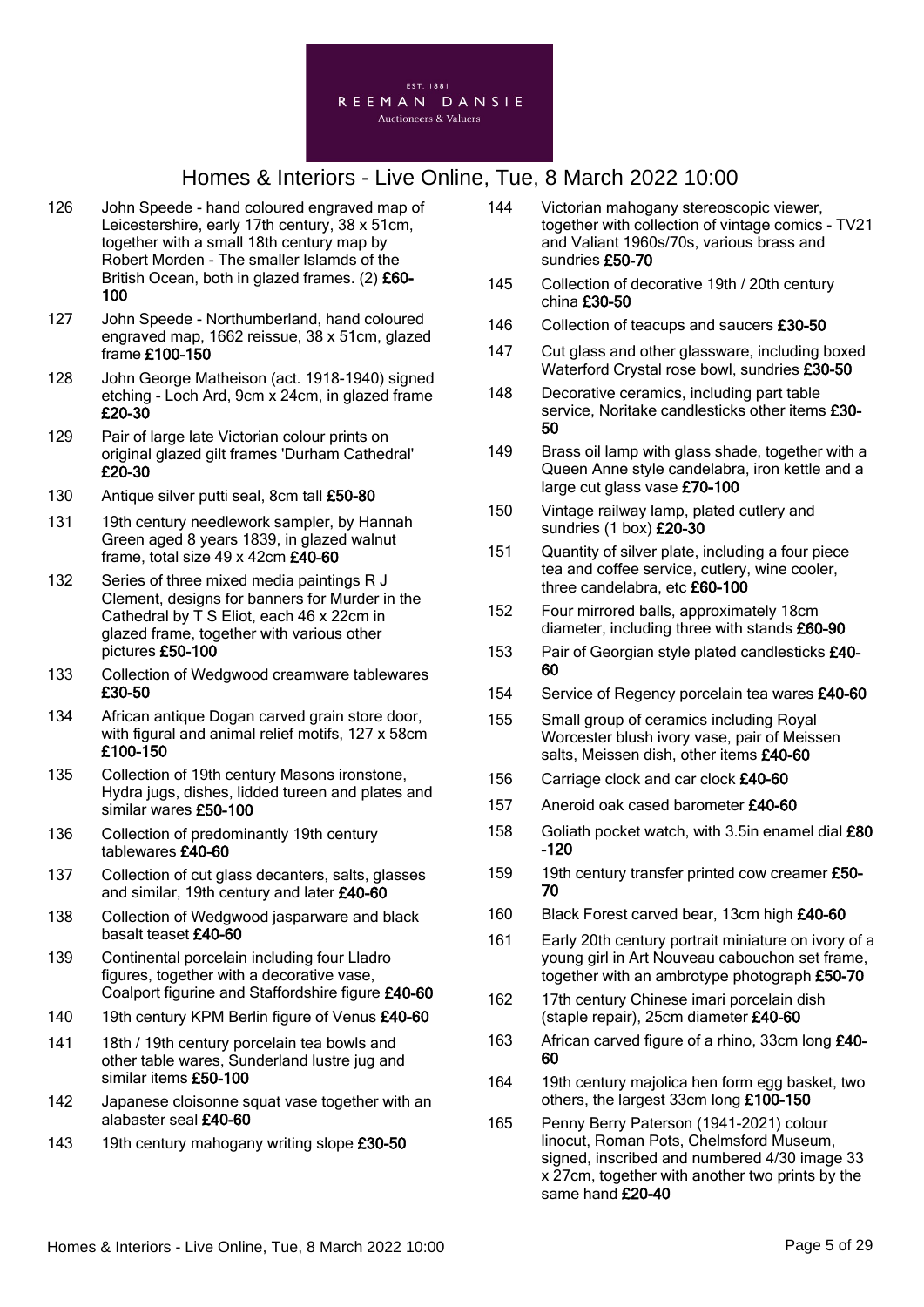EST. 1881
REEMAN DANSIE
Auctioneers & Valuers

# Homes & Interiors - Live Online, Tue, 8 March 2022 10:00

126 John Speede - hand coloured engraved map of Leicestershire, early 17th century, 38 x 51cm, together with a small 18th century map by Robert Morden - The smaller Islamds of the British Ocean, both in glazed frames. (2) **£60-100**

127 John Speede - Northumberland, hand coloured engraved map, 1662 reissue, 38 x 51cm, glazed frame **£100-150**

128 John George Matheison (act. 1918-1940) signed etching - Loch Ard, 9cm x 24cm, in glazed frame **£20-30**

129 Pair of large late Victorian colour prints on original glazed gilt frames 'Durham Cathedral' **£20-30**

130 Antique silver putti seal, 8cm tall **£50-80**

131 19th century needlework sampler, by Hannah Green aged 8 years 1839, in glazed walnut frame, total size 49 x 42cm **£40-60**

132 Series of three mixed media paintings R J Clement, designs for banners for Murder in the Cathedral by T S Eliot, each 46 x 22cm in glazed frame, together with various other pictures **£50-100**

133 Collection of Wedgwood creamware tablewares **£30-50**

134 African antique Dogan carved grain store door, with figural and animal relief motifs, 127 x 58cm **£100-150**

135 Collection of 19th century Masons ironstone, Hydra jugs, dishes, lidded tureen and plates and similar wares **£50-100**

136 Collection of predominantly 19th century tablewares **£40-60**

137 Collection of cut glass decanters, salts, glasses and similar, 19th century and later **£40-60**

138 Collection of Wedgwood jasparware and black basalt teaset **£40-60**

139 Continental porcelain including four Lladro figures, together with a decorative vase, Coalport figurine and Staffordshire figure **£40-60**

140 19th century KPM Berlin figure of Venus **£40-60**

141 18th / 19th century porcelain tea bowls and other table wares, Sunderland lustre jug and similar items **£50-100**

142 Japanese cloisonne squat vase together with an alabaster seal **£40-60**

143 19th century mahogany writing slope **£30-50**

144 Victorian mahogany stereoscopic viewer, together with collection of vintage comics - TV21 and Valiant 1960s/70s, various brass and sundries **£50-70**

145 Collection of decorative 19th / 20th century china **£30-50**

146 Collection of teacups and saucers **£30-50**

147 Cut glass and other glassware, including boxed Waterford Crystal rose bowl, sundries **£30-50**

148 Decorative ceramics, including part table service, Noritake candlesticks other items **£30-50**

149 Brass oil lamp with glass shade, together with a Queen Anne style candelabra, iron kettle and a large cut glass vase **£70-100**

150 Vintage railway lamp, plated cutlery and sundries (1 box) **£20-30**

151 Quantity of silver plate, including a four piece tea and coffee service, cutlery, wine cooler, three candelabra, etc **£60-100**

152 Four mirrored balls, approximately 18cm diameter, including three with stands **£60-90**

153 Pair of Georgian style plated candlesticks **£40-60**

154 Service of Regency porcelain tea wares **£40-60**

155 Small group of ceramics including Royal Worcester blush ivory vase, pair of Meissen salts, Meissen dish, other items **£40-60**

156 Carriage clock and car clock **£40-60**

157 Aneroid oak cased barometer **£40-60**

158 Goliath pocket watch, with 3.5in enamel dial **£80-120**

159 19th century transfer printed cow creamer **£50-70**

160 Black Forest carved bear, 13cm high **£40-60**

161 Early 20th century portrait miniature on ivory of a young girl in Art Nouveau cabouchon set frame, together with an ambrotype photograph **£50-70**

162 17th century Chinese imari porcelain dish (staple repair), 25cm diameter **£40-60**

163 African carved figure of a rhino, 33cm long **£40-60**

164 19th century majolica hen form egg basket, two others, the largest 33cm long **£100-150**

165 Penny Berry Paterson (1941-2021) colour linocut, Roman Pots, Chelmsford Museum, signed, inscribed and numbered 4/30 image 33 x 27cm, together with another two prints by the same hand **£20-40**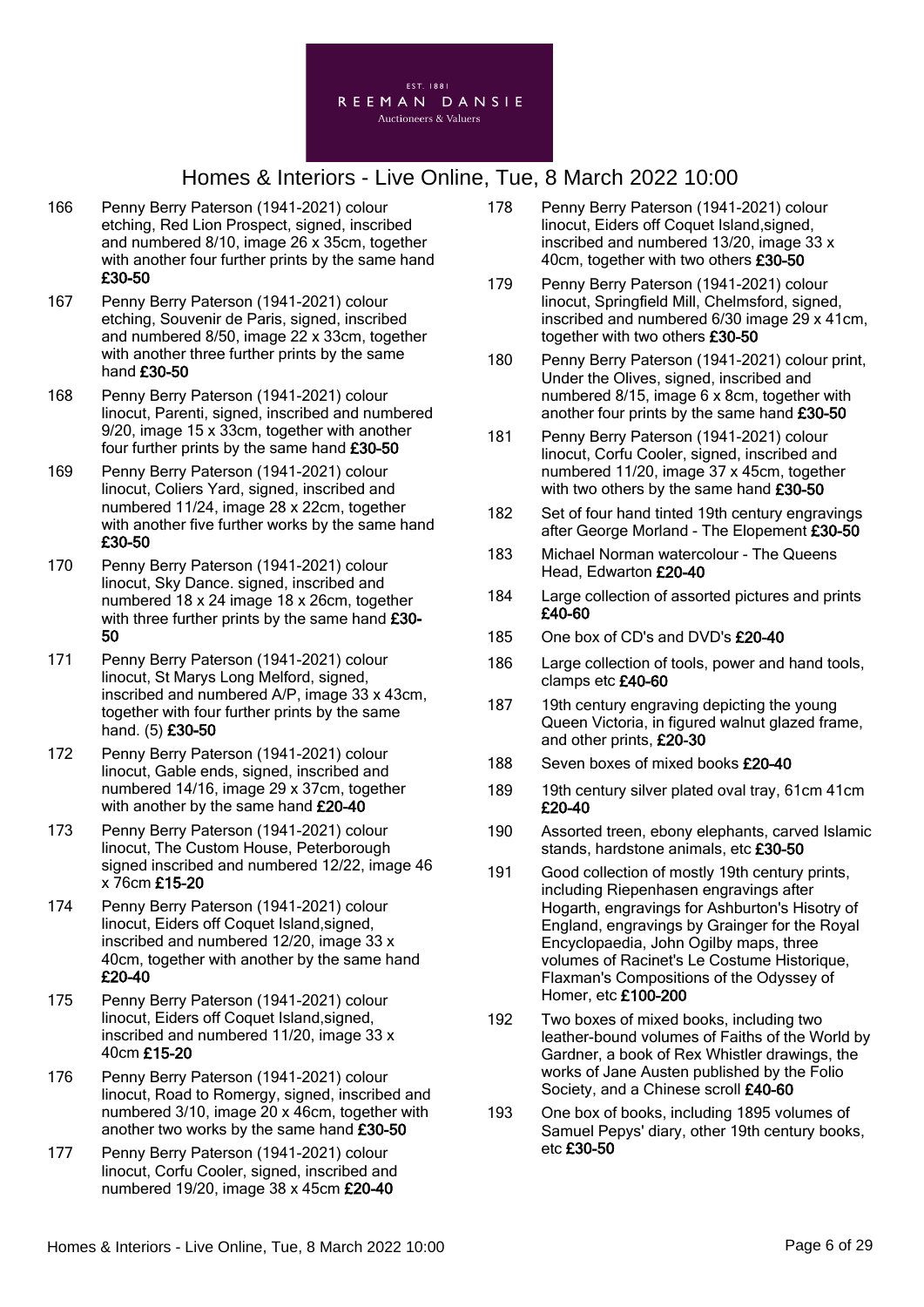166 Penny Berry Paterson (1941-2021) colour etching, Red Lion Prospect, signed, inscribed and numbered 8/10, image 26 x 35cm, together with another four further prints by the same hand **£30-50**

167 Penny Berry Paterson (1941-2021) colour etching, Souvenir de Paris, signed, inscribed and numbered 8/50, image 22 x 33cm, together with another three further prints by the same hand **£30-50**

168 Penny Berry Paterson (1941-2021) colour linocut, Parenti, signed, inscribed and numbered 9/20, image 15 x 33cm, together with another four further prints by the same hand **£30-50**

169 Penny Berry Paterson (1941-2021) colour linocut, Coliers Yard, signed, inscribed and numbered 11/24, image 28 x 22cm, together with another five further works by the same hand **£30-50**

170 Penny Berry Paterson (1941-2021) colour linocut, Sky Dance. signed, inscribed and numbered 18 x 24 image 18 x 26cm, together with three further prints by the same hand **£30-50**

171 Penny Berry Paterson (1941-2021) colour linocut, St Marys Long Melford, signed, inscribed and numbered A/P, image 33 x 43cm, together with four further prints by the same hand. (5) **£30-50**

172 Penny Berry Paterson (1941-2021) colour linocut, Gable ends, signed, inscribed and numbered 14/16, image 29 x 37cm, together with another by the same hand **£20-40**

173 Penny Berry Paterson (1941-2021) colour linocut, The Custom House, Peterborough signed inscribed and numbered 12/22, image 46 x 76cm **£15-20**

174 Penny Berry Paterson (1941-2021) colour linocut, Eiders off Coquet Island,signed, inscribed and numbered 12/20, image 33 x 40cm, together with another by the same hand **£20-40**

175 Penny Berry Paterson (1941-2021) colour linocut, Eiders off Coquet Island,signed, inscribed and numbered 11/20, image 33 x 40cm **£15-20**

176 Penny Berry Paterson (1941-2021) colour linocut, Road to Romergy, signed, inscribed and numbered 3/10, image 20 x 46cm, together with another two works by the same hand **£30-50**

177 Penny Berry Paterson (1941-2021) colour linocut, Corfu Cooler, signed, inscribed and numbered 19/20, image 38 x 45cm **£20-40**

178 Penny Berry Paterson (1941-2021) colour linocut, Eiders off Coquet Island,signed, inscribed and numbered 13/20, image 33 x 40cm, together with two others **£30-50**

179 Penny Berry Paterson (1941-2021) colour linocut, Springfield Mill, Chelmsford, signed, inscribed and numbered 6/30 image 29 x 41cm, together with two others **£30-50**

180 Penny Berry Paterson (1941-2021) colour print, Under the Olives, signed, inscribed and numbered 8/15, image 6 x 8cm, together with another four prints by the same hand **£30-50**

181 Penny Berry Paterson (1941-2021) colour linocut, Corfu Cooler, signed, inscribed and numbered 11/20, image 37 x 45cm, together with two others by the same hand **£30-50**

182 Set of four hand tinted 19th century engravings after George Morland - The Elopement **£30-50**

183 Michael Norman watercolour - The Queens Head, Edwarton **£20-40**

184 Large collection of assorted pictures and prints **£40-60**

185 One box of CD's and DVD's **£20-40**

186 Large collection of tools, power and hand tools, clamps etc **£40-60**

187 19th century engraving depicting the young Queen Victoria, in figured walnut glazed frame, and other prints, **£20-30**

188 Seven boxes of mixed books **£20-40**

189 19th century silver plated oval tray, 61cm 41cm **£20-40**

190 Assorted treen, ebony elephants, carved Islamic stands, hardstone animals, etc **£30-50**

191 Good collection of mostly 19th century prints, including Riepenhasen engravings after Hogarth, engravings for Ashburton's Hisotry of England, engravings by Grainger for the Royal Encyclopaedia, John Ogilby maps, three volumes of Racinet's Le Costume Historique, Flaxman's Compositions of the Odyssey of Homer, etc **£100-200**

192 Two boxes of mixed books, including two leather-bound volumes of Faiths of the World by Gardner, a book of Rex Whistler drawings, the works of Jane Austen published by the Folio Society, and a Chinese scroll **£40-60**

193 One box of books, including 1895 volumes of Samuel Pepys' diary, other 19th century books, etc **£30-50**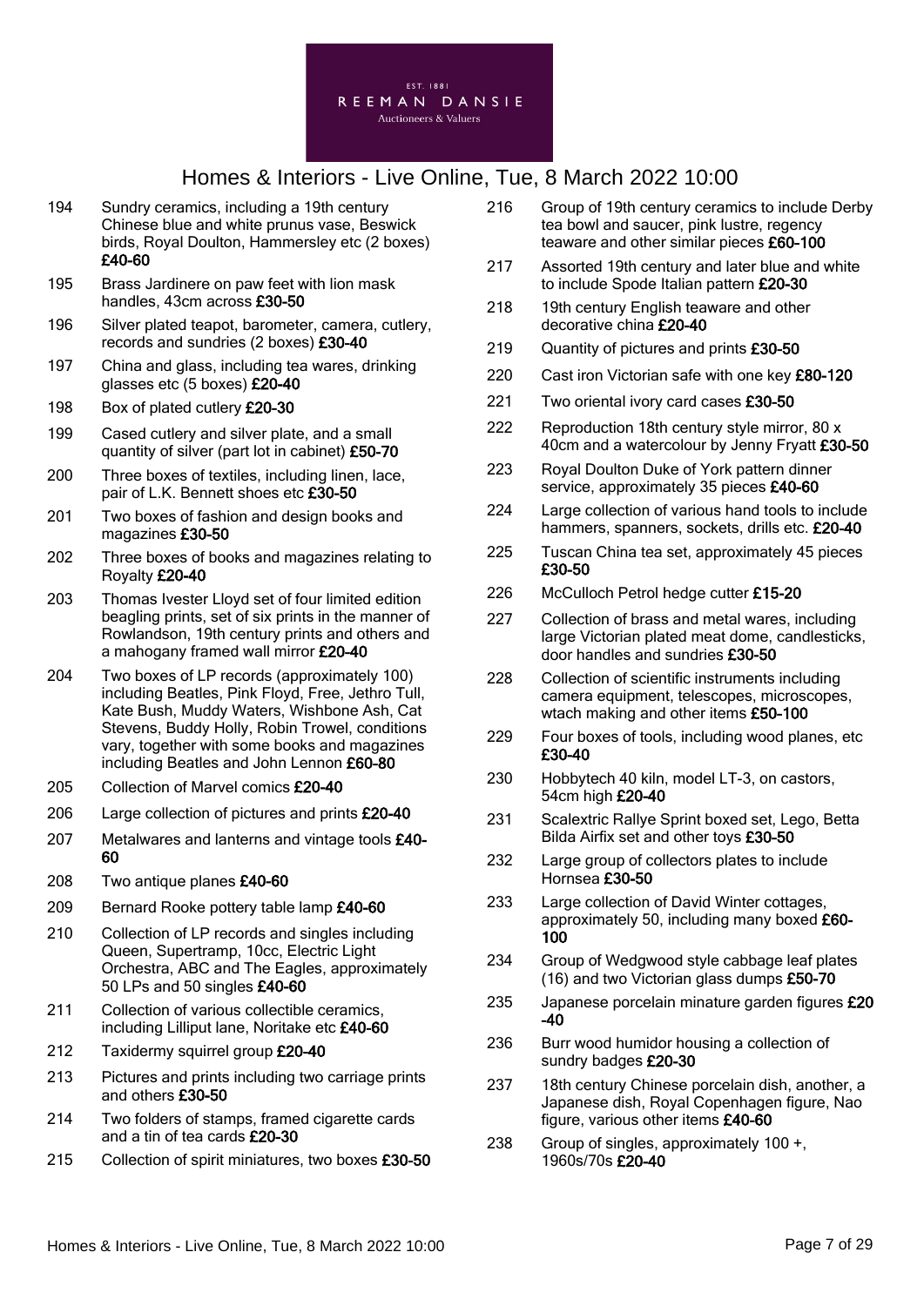# Homes & Interiors - Live Online, Tue, 8 March 2022 10:00

194 Sundry ceramics, including a 19th century Chinese blue and white prunus vase, Beswick birds, Royal Doulton, Hammersley etc (2 boxes) **£40-60**

195 Brass Jardinere on paw feet with lion mask handles, 43cm across **£30-50**

196 Silver plated teapot, barometer, camera, cutlery, records and sundries (2 boxes) **£30-40**

197 China and glass, including tea wares, drinking glasses etc (5 boxes) **£20-40**

198 Box of plated cutlery **£20-30**

199 Cased cutlery and silver plate, and a small quantity of silver (part lot in cabinet) **£50-70**

200 Three boxes of textiles, including linen, lace, pair of L.K. Bennett shoes etc **£30-50**

201 Two boxes of fashion and design books and magazines **£30-50**

202 Three boxes of books and magazines relating to Royalty **£20-40**

203 Thomas Ivester Lloyd set of four limited edition beagling prints, set of six prints in the manner of Rowlandson, 19th century prints and others and a mahogany framed wall mirror **£20-40**

204 Two boxes of LP records (approximately 100) including Beatles, Pink Floyd, Free, Jethro Tull, Kate Bush, Muddy Waters, Wishbone Ash, Cat Stevens, Buddy Holly, Robin Trowel, conditions vary, together with some books and magazines including Beatles and John Lennon **£60-80**

205 Collection of Marvel comics **£20-40**

206 Large collection of pictures and prints **£20-40**

207 Metalwares and lanterns and vintage tools **£40-60**

208 Two antique planes **£40-60**

209 Bernard Rooke pottery table lamp **£40-60**

210 Collection of LP records and singles including Queen, Supertramp, 10cc, Electric Light Orchestra, ABC and The Eagles, approximately 50 LPs and 50 singles **£40-60**

211 Collection of various collectible ceramics, including Lilliput lane, Noritake etc **£40-60**

212 Taxidermy squirrel group **£20-40**

213 Pictures and prints including two carriage prints and others **£30-50**

214 Two folders of stamps, framed cigarette cards and a tin of tea cards **£20-30**

215 Collection of spirit miniatures, two boxes **£30-50**

216 Group of 19th century ceramics to include Derby tea bowl and saucer, pink lustre, regency teaware and other similar pieces **£60-100**

217 Assorted 19th century and later blue and white to include Spode Italian pattern **£20-30**

218 19th century English teaware and other decorative china **£20-40**

219 Quantity of pictures and prints **£30-50**

220 Cast iron Victorian safe with one key **£80-120**

221 Two oriental ivory card cases **£30-50**

222 Reproduction 18th century style mirror, 80 x 40cm and a watercolour by Jenny Fryatt **£30-50**

223 Royal Doulton Duke of York pattern dinner service, approximately 35 pieces **£40-60**

224 Large collection of various hand tools to include hammers, spanners, sockets, drills etc. **£20-40**

225 Tuscan China tea set, approximately 45 pieces **£30-50**

226 McCulloch Petrol hedge cutter **£15-20**

227 Collection of brass and metal wares, including large Victorian plated meat dome, candlesticks, door handles and sundries **£30-50**

228 Collection of scientific instruments including camera equipment, telescopes, microscopes, wtach making and other items **£50-100**

229 Four boxes of tools, including wood planes, etc **£30-40**

230 Hobbytech 40 kiln, model LT-3, on castors, 54cm high **£20-40**

231 Scalextric Rallye Sprint boxed set, Lego, Betta Bilda Airfix set and other toys **£30-50**

232 Large group of collectors plates to include Hornsea **£30-50**

233 Large collection of David Winter cottages, approximately 50, including many boxed **£60-100**

234 Group of Wedgwood style cabbage leaf plates (16) and two Victorian glass dumps **£50-70**

235 Japanese porcelain minature garden figures **£20-40**

236 Burr wood humidor housing a collection of sundry badges **£20-30**

237 18th century Chinese porcelain dish, another, a Japanese dish, Royal Copenhagen figure, Nao figure, various other items **£40-60**

238 Group of singles, approximately 100 +, 1960s/70s **£20-40**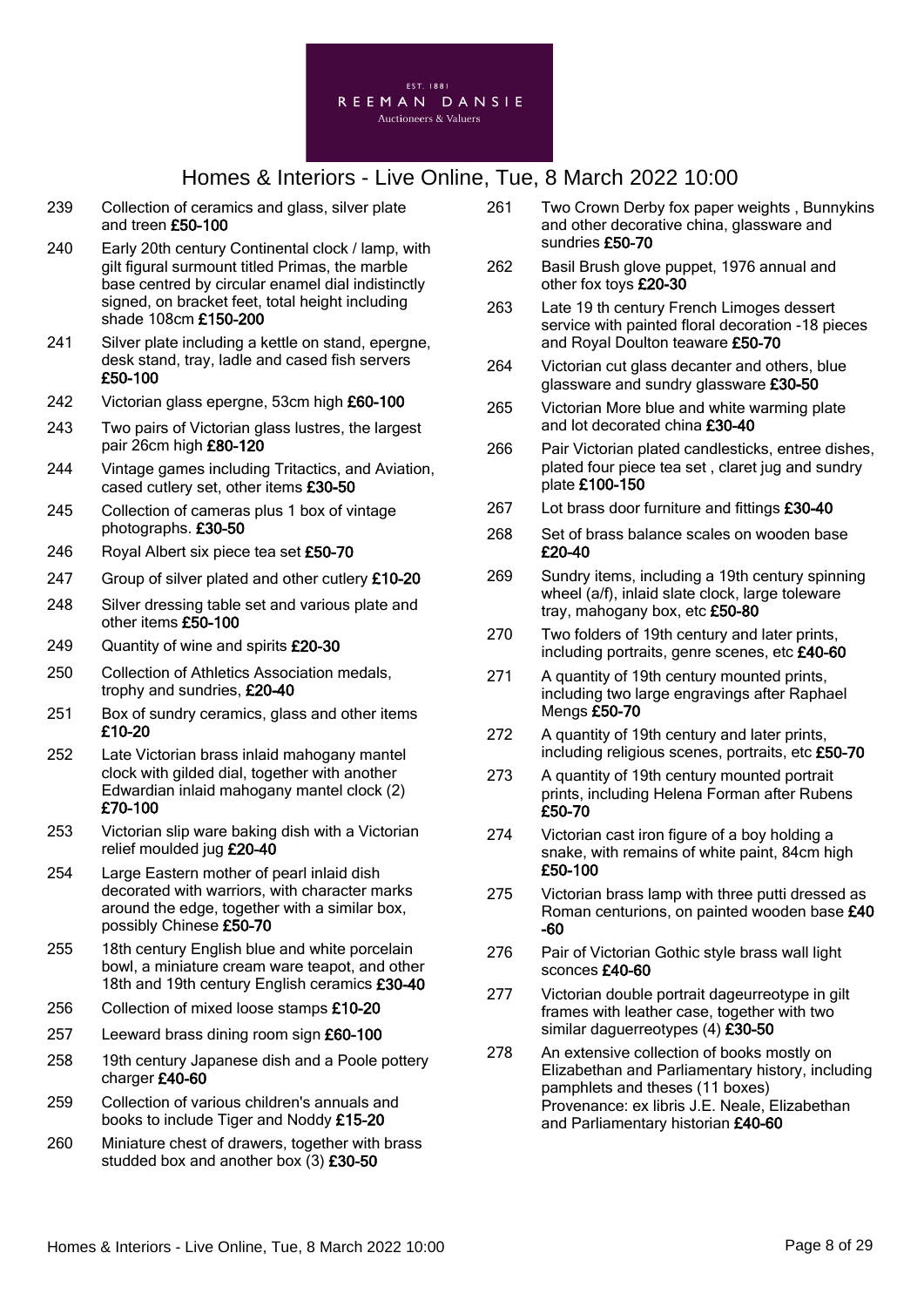239 Collection of ceramics and glass, silver plate and treen **£50-100**

240 Early 20th century Continental clock / lamp, with gilt figural surmount titled Primas, the marble base centred by circular enamel dial indistinctly signed, on bracket feet, total height including shade 108cm **£150-200**

241 Silver plate including a kettle on stand, epergne, desk stand, tray, ladle and cased fish servers **£50-100**

242 Victorian glass epergne, 53cm high **£60-100**

243 Two pairs of Victorian glass lustres, the largest pair 26cm high **£80-120**

244 Vintage games including Tritactics, and Aviation, cased cutlery set, other items **£30-50**

245 Collection of cameras plus 1 box of vintage photographs. **£30-50**

246 Royal Albert six piece tea set **£50-70**

247 Group of silver plated and other cutlery **£10-20**

248 Silver dressing table set and various plate and other items **£50-100**

249 Quantity of wine and spirits **£20-30**

250 Collection of Athletics Association medals, trophy and sundries, **£20-40**

251 Box of sundry ceramics, glass and other items **£10-20**

252 Late Victorian brass inlaid mahogany mantel clock with gilded dial, together with another Edwardian inlaid mahogany mantel clock (2) **£70-100**

253 Victorian slip ware baking dish with a Victorian relief moulded jug **£20-40**

254 Large Eastern mother of pearl inlaid dish decorated with warriors, with character marks around the edge, together with a similar box, possibly Chinese **£50-70**

255 18th century English blue and white porcelain bowl, a miniature cream ware teapot, and other 18th and 19th century English ceramics **£30-40**

256 Collection of mixed loose stamps **£10-20**

257 Leeward brass dining room sign **£60-100**

258 19th century Japanese dish and a Poole pottery charger **£40-60**

259 Collection of various children's annuals and books to include Tiger and Noddy **£15-20**

260 Miniature chest of drawers, together with brass studded box and another box (3) **£30-50**

261 Two Crown Derby fox paper weights , Bunnykins and other decorative china, glassware and sundries **£50-70**

262 Basil Brush glove puppet, 1976 annual and other fox toys **£20-30**

263 Late 19 th century French Limoges dessert service with painted floral decoration -18 pieces and Royal Doulton teaware **£50-70**

264 Victorian cut glass decanter and others, blue glassware and sundry glassware **£30-50**

265 Victorian More blue and white warming plate and lot decorated china **£30-40**

266 Pair Victorian plated candlesticks, entree dishes, plated four piece tea set , claret jug and sundry plate **£100-150**

267 Lot brass door furniture and fittings **£30-40**

268 Set of brass balance scales on wooden base **£20-40**

269 Sundry items, including a 19th century spinning wheel (a/f), inlaid slate clock, large toleware tray, mahogany box, etc **£50-80**

270 Two folders of 19th century and later prints, including portraits, genre scenes, etc **£40-60**

271 A quantity of 19th century mounted prints, including two large engravings after Raphael Mengs **£50-70**

272 A quantity of 19th century and later prints, including religious scenes, portraits, etc **£50-70**

273 A quantity of 19th century mounted portrait prints, including Helena Forman after Rubens **£50-70**

274 Victorian cast iron figure of a boy holding a snake, with remains of white paint, 84cm high **£50-100**

275 Victorian brass lamp with three putti dressed as Roman centurions, on painted wooden base **£40-60**

276 Pair of Victorian Gothic style brass wall light sconces **£40-60**

277 Victorian double portrait dageurreotype in gilt frames with leather case, together with two similar daguerreotypes (4) **£30-50**

278 An extensive collection of books mostly on Elizabethan and Parliamentary history, including pamphlets and theses (11 boxes)
Provenance: ex libris J.E. Neale, Elizabethan and Parliamentary historian **£40-60**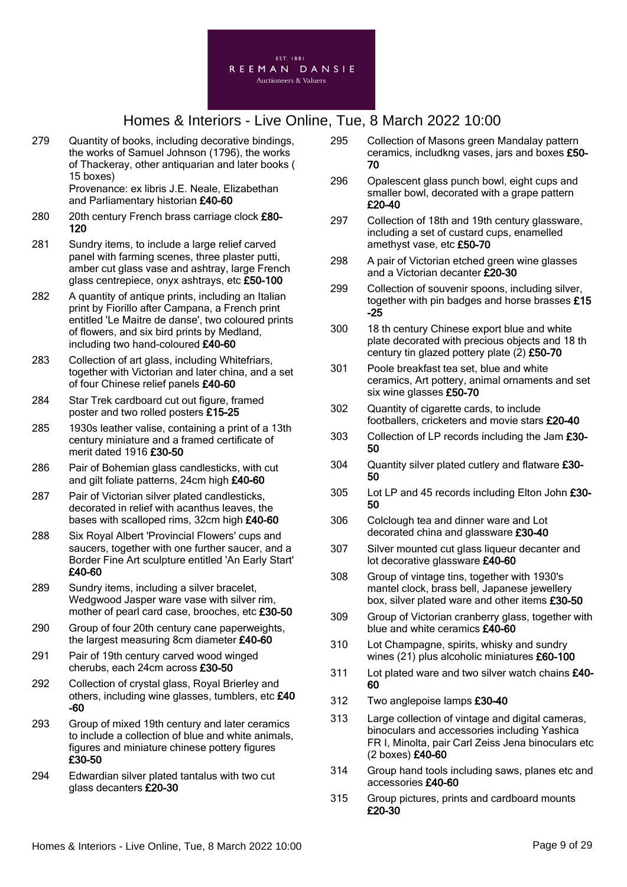279 Quantity of books, including decorative bindings, the works of Samuel Johnson (1796), the works of Thackeray, other antiquarian and later books ( 15 boxes)
Provenance: ex libris J.E. Neale, Elizabethan and Parliamentary historian **£40-60**

280 20th century French brass carriage clock **£80-120**

281 Sundry items, to include a large relief carved panel with farming scenes, three plaster putti, amber cut glass vase and ashtray, large French glass centrepiece, onyx ashtrays, etc **£50-100**

282 A quantity of antique prints, including an Italian print by Fiorillo after Campana, a French print entitled 'Le Maitre de danse', two coloured prints of flowers, and six bird prints by Medland, including two hand-coloured **£40-60**

283 Collection of art glass, including Whitefriars, together with Victorian and later china, and a set of four Chinese relief panels **£40-60**

284 Star Trek cardboard cut out figure, framed poster and two rolled posters **£15-25**

285 1930s leather valise, containing a print of a 13th century miniature and a framed certificate of merit dated 1916 **£30-50**

286 Pair of Bohemian glass candlesticks, with cut and gilt foliate patterns, 24cm high **£40-60**

287 Pair of Victorian silver plated candlesticks, decorated in relief with acanthus leaves, the bases with scalloped rims, 32cm high **£40-60**

288 Six Royal Albert 'Provincial Flowers' cups and saucers, together with one further saucer, and a Border Fine Art sculpture entitled 'An Early Start' **£40-60**

289 Sundry items, including a silver bracelet, Wedgwood Jasper ware vase with silver rim, mother of pearl card case, brooches, etc **£30-50**

290 Group of four 20th century cane paperweights, the largest measuring 8cm diameter **£40-60**

291 Pair of 19th century carved wood winged cherubs, each 24cm across **£30-50**

292 Collection of crystal glass, Royal Brierley and others, including wine glasses, tumblers, etc **£40-60**

293 Group of mixed 19th century and later ceramics to include a collection of blue and white animals, figures and miniature chinese pottery figures **£30-50**

294 Edwardian silver plated tantalus with two cut glass decanters **£20-30**

295 Collection of Masons green Mandalay pattern ceramics, includkng vases, jars and boxes **£50-70**

296 Opalescent glass punch bowl, eight cups and smaller bowl, decorated with a grape pattern **£20-40**

297 Collection of 18th and 19th century glassware, including a set of custard cups, enamelled amethyst vase, etc **£50-70**

298 A pair of Victorian etched green wine glasses and a Victorian decanter **£20-30**

299 Collection of souvenir spoons, including silver, together with pin badges and horse brasses **£15-25**

300 18 th century Chinese export blue and white plate decorated with precious objects and 18 th century tin glazed pottery plate (2) **£50-70**

301 Poole breakfast tea set, blue and white ceramics, Art pottery, animal ornaments and set six wine glasses **£50-70**

302 Quantity of cigarette cards, to include footballers, cricketers and movie stars **£20-40**

303 Collection of LP records including the Jam **£30-50**

304 Quantity silver plated cutlery and flatware **£30-50**

305 Lot LP and 45 records including Elton John **£30-50**

306 Colclough tea and dinner ware and Lot decorated china and glassware **£30-40**

307 Silver mounted cut glass liqueur decanter and lot decorative glassware **£40-60**

308 Group of vintage tins, together with 1930's mantel clock, brass bell, Japanese jewellery box, silver plated ware and other items **£30-50**

309 Group of Victorian cranberry glass, together with blue and white ceramics **£40-60**

310 Lot Champagne, spirits, whisky and sundry wines (21) plus alcoholic miniatures **£60-100**

311 Lot plated ware and two silver watch chains **£40-60**

312 Two anglepoise lamps **£30-40**

313 Large collection of vintage and digital cameras, binoculars and accessories including Yashica FR I, Minolta, pair Carl Zeiss Jena binoculars etc (2 boxes) **£40-60**

314 Group hand tools including saws, planes etc and accessories **£40-60**

315 Group pictures, prints and cardboard mounts **£20-30**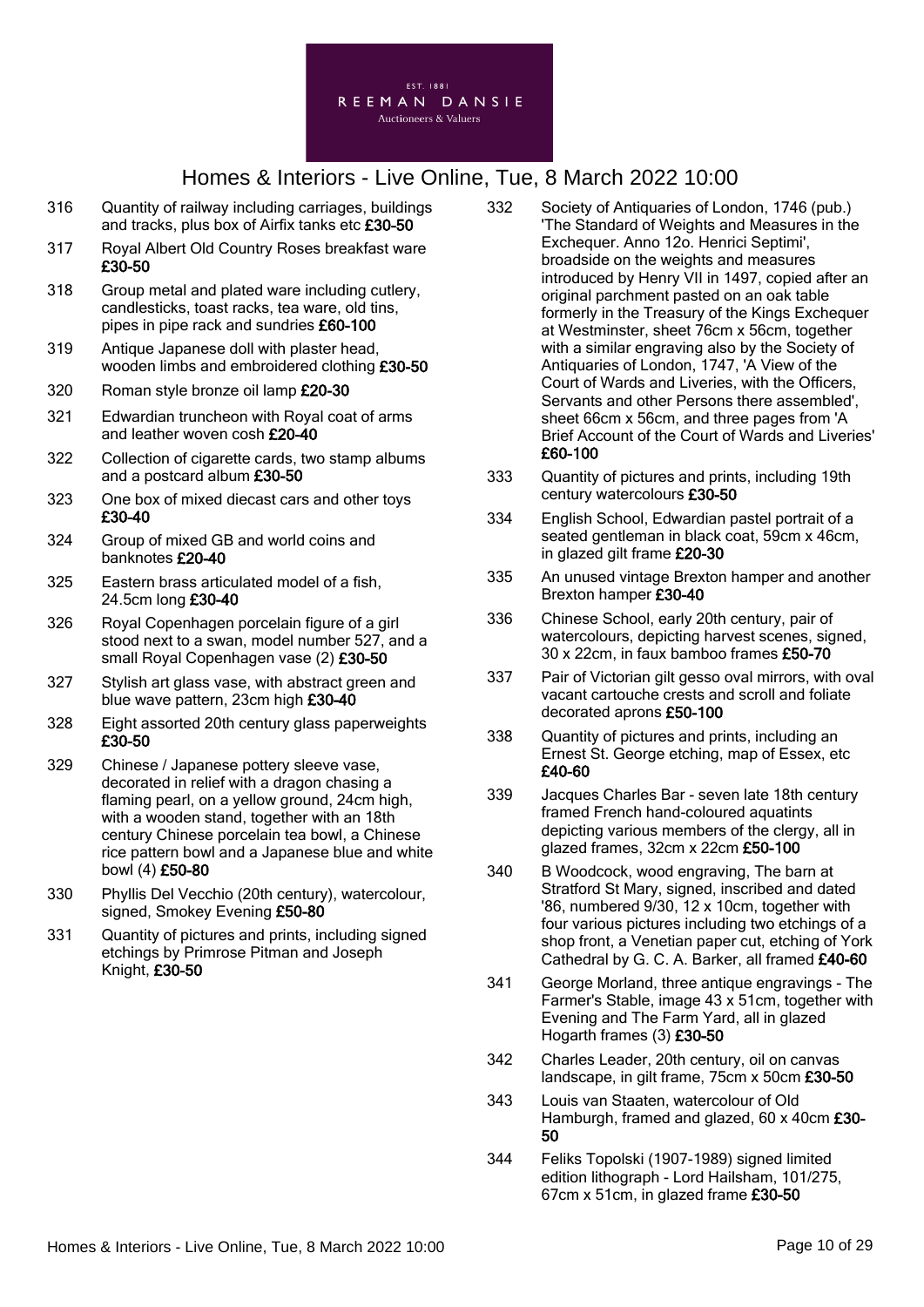EST. 1881
REEMAN DANSIE
Auctioneers & Valuers

# Homes & Interiors - Live Online, Tue, 8 March 2022 10:00

316 Quantity of railway including carriages, buildings and tracks, plus box of Airfix tanks etc **£30-50**

317 Royal Albert Old Country Roses breakfast ware **£30-50**

318 Group metal and plated ware including cutlery, candlesticks, toast racks, tea ware, old tins, pipes in pipe rack and sundries **£60-100**

319 Antique Japanese doll with plaster head, wooden limbs and embroidered clothing **£30-50**

320 Roman style bronze oil lamp **£20-30**

321 Edwardian truncheon with Royal coat of arms and leather woven cosh **£20-40**

322 Collection of cigarette cards, two stamp albums and a postcard album **£30-50**

323 One box of mixed diecast cars and other toys **£30-40**

324 Group of mixed GB and world coins and banknotes **£20-40**

325 Eastern brass articulated model of a fish, 24.5cm long **£30-40**

326 Royal Copenhagen porcelain figure of a girl stood next to a swan, model number 527, and a small Royal Copenhagen vase (2) **£30-50**

327 Stylish art glass vase, with abstract green and blue wave pattern, 23cm high **£30-40**

328 Eight assorted 20th century glass paperweights **£30-50**

329 Chinese / Japanese pottery sleeve vase, decorated in relief with a dragon chasing a flaming pearl, on a yellow ground, 24cm high, with a wooden stand, together with an 18th century Chinese porcelain tea bowl, a Chinese rice pattern bowl and a Japanese blue and white bowl (4) **£50-80**

330 Phyllis Del Vecchio (20th century), watercolour, signed, Smokey Evening **£50-80**

331 Quantity of pictures and prints, including signed etchings by Primrose Pitman and Joseph Knight, **£30-50**

332 Society of Antiquaries of London, 1746 (pub.) 'The Standard of Weights and Measures in the Exchequer. Anno 12o. Henrici Septimi', broadside on the weights and measures introduced by Henry VII in 1497, copied after an original parchment pasted on an oak table formerly in the Treasury of the Kings Exchequer at Westminster, sheet 76cm x 56cm, together with a similar engraving also by the Society of Antiquaries of London, 1747, 'A View of the Court of Wards and Liveries, with the Officers, Servants and other Persons there assembled', sheet 66cm x 56cm, and three pages from 'A Brief Account of the Court of Wards and Liveries' **£60-100**

333 Quantity of pictures and prints, including 19th century watercolours **£30-50**

334 English School, Edwardian pastel portrait of a seated gentleman in black coat, 59cm x 46cm, in glazed gilt frame **£20-30**

335 An unused vintage Brexton hamper and another Brexton hamper **£30-40**

336 Chinese School, early 20th century, pair of watercolours, depicting harvest scenes, signed, 30 x 22cm, in faux bamboo frames **£50-70**

337 Pair of Victorian gilt gesso oval mirrors, with oval vacant cartouche crests and scroll and foliate decorated aprons **£50-100**

338 Quantity of pictures and prints, including an Ernest St. George etching, map of Essex, etc **£40-60**

339 Jacques Charles Bar - seven late 18th century framed French hand-coloured aquatints depicting various members of the clergy, all in glazed frames, 32cm x 22cm **£50-100**

340 B Woodcock, wood engraving, The barn at Stratford St Mary, signed, inscribed and dated '86, numbered 9/30, 12 x 10cm, together with four various pictures including two etchings of a shop front, a Venetian paper cut, etching of York Cathedral by G. C. A. Barker, all framed **£40-60**

341 George Morland, three antique engravings - The Farmer's Stable, image 43 x 51cm, together with Evening and The Farm Yard, all in glazed Hogarth frames (3) **£30-50**

342 Charles Leader, 20th century, oil on canvas landscape, in gilt frame, 75cm x 50cm **£30-50**

343 Louis van Staaten, watercolour of Old Hamburgh, framed and glazed, 60 x 40cm **£30-50**

344 Feliks Topolski (1907-1989) signed limited edition lithograph - Lord Hailsham, 101/275, 67cm x 51cm, in glazed frame **£30-50**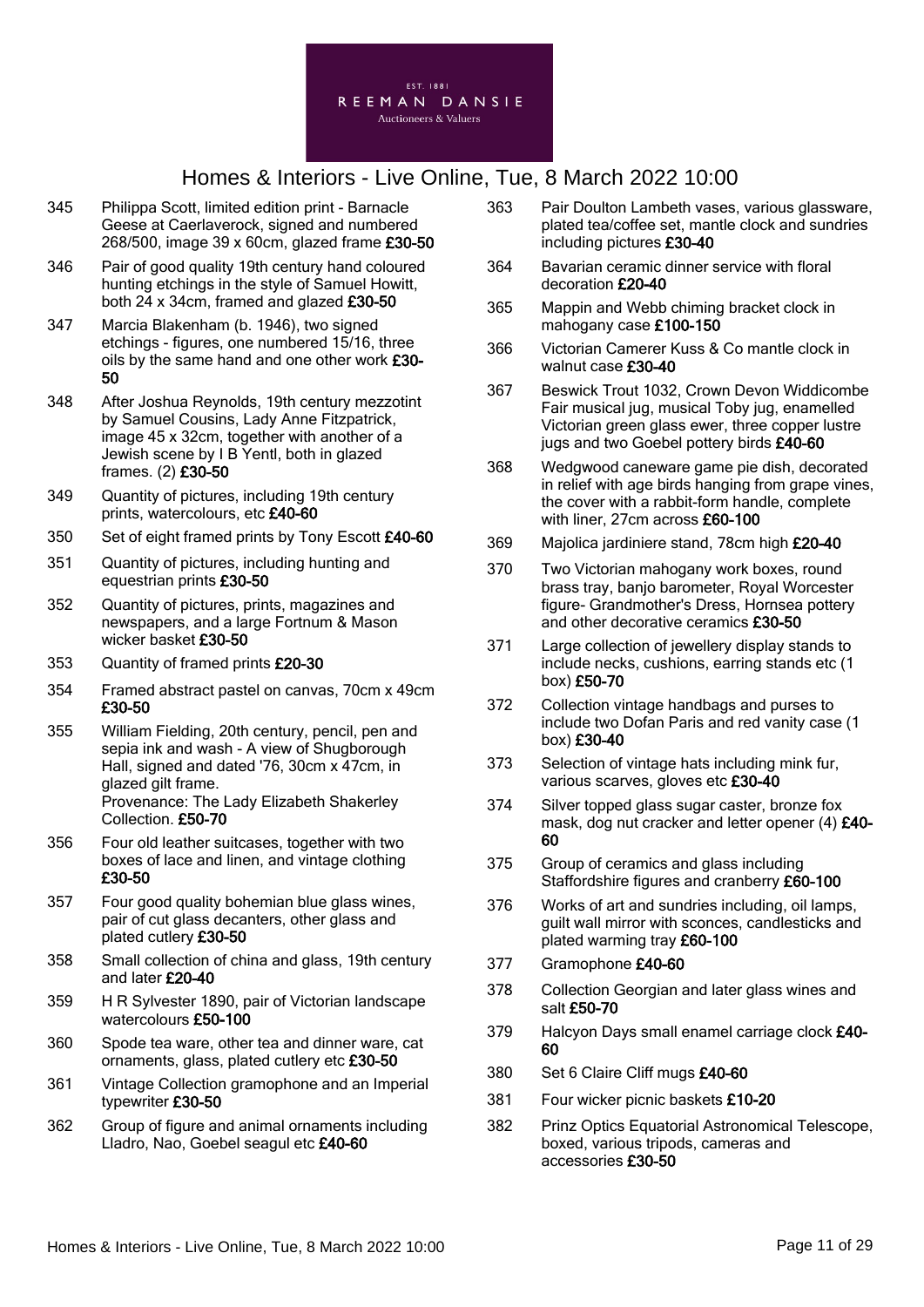EST. 1881
REEMAN DANSIE
Auctioneers & Valuers

# Homes & Interiors - Live Online, Tue, 8 March 2022 10:00

345 Philippa Scott, limited edition print - Barnacle Geese at Caerlaverock, signed and numbered 268/500, image 39 x 60cm, glazed frame **£30-50**

346 Pair of good quality 19th century hand coloured hunting etchings in the style of Samuel Howitt, both 24 x 34cm, framed and glazed **£30-50**

347 Marcia Blakenham (b. 1946), two signed etchings - figures, one numbered 15/16, three oils by the same hand and one other work **£30-50**

348 After Joshua Reynolds, 19th century mezzotint by Samuel Cousins, Lady Anne Fitzpatrick, image 45 x 32cm, together with another of a Jewish scene by I B Yentl, both in glazed frames. (2) **£30-50**

349 Quantity of pictures, including 19th century prints, watercolours, etc **£40-60**

350 Set of eight framed prints by Tony Escott **£40-60**

351 Quantity of pictures, including hunting and equestrian prints **£30-50**

352 Quantity of pictures, prints, magazines and newspapers, and a large Fortnum & Mason wicker basket **£30-50**

353 Quantity of framed prints **£20-30**

354 Framed abstract pastel on canvas, 70cm x 49cm **£30-50**

355 William Fielding, 20th century, pencil, pen and sepia ink and wash - A view of Shugborough Hall, signed and dated '76, 30cm x 47cm, in glazed gilt frame.
Provenance: The Lady Elizabeth Shakerley Collection. **£50-70**

356 Four old leather suitcases, together with two boxes of lace and linen, and vintage clothing **£30-50**

357 Four good quality bohemian blue glass wines, pair of cut glass decanters, other glass and plated cutlery **£30-50**

358 Small collection of china and glass, 19th century and later **£20-40**

359 H R Sylvester 1890, pair of Victorian landscape watercolours **£50-100**

360 Spode tea ware, other tea and dinner ware, cat ornaments, glass, plated cutlery etc **£30-50**

361 Vintage Collection gramophone and an Imperial typewriter **£30-50**

362 Group of figure and animal ornaments including Lladro, Nao, Goebel seagul etc **£40-60**

363 Pair Doulton Lambeth vases, various glassware, plated tea/coffee set, mantle clock and sundries including pictures **£30-40**

364 Bavarian ceramic dinner service with floral decoration **£20-40**

365 Mappin and Webb chiming bracket clock in mahogany case **£100-150**

366 Victorian Camerer Kuss & Co mantle clock in walnut case **£30-40**

367 Beswick Trout 1032, Crown Devon Widdicombe Fair musical jug, musical Toby jug, enamelled Victorian green glass ewer, three copper lustre jugs and two Goebel pottery birds **£40-60**

368 Wedgwood caneware game pie dish, decorated in relief with age birds hanging from grape vines, the cover with a rabbit-form handle, complete with liner, 27cm across **£60-100**

369 Majolica jardiniere stand, 78cm high **£20-40**

370 Two Victorian mahogany work boxes, round brass tray, banjo barometer, Royal Worcester figure- Grandmother's Dress, Hornsea pottery and other decorative ceramics **£30-50**

371 Large collection of jewellery display stands to include necks, cushions, earring stands etc (1 box) **£50-70**

372 Collection vintage handbags and purses to include two Dofan Paris and red vanity case (1 box) **£30-40**

373 Selection of vintage hats including mink fur, various scarves, gloves etc **£30-40**

374 Silver topped glass sugar caster, bronze fox mask, dog nut cracker and letter opener (4) **£40-60**

375 Group of ceramics and glass including Staffordshire figures and cranberry **£60-100**

376 Works of art and sundries including, oil lamps, guilt wall mirror with sconces, candlesticks and plated warming tray **£60-100**

377 Gramophone **£40-60**

378 Collection Georgian and later glass wines and salt **£50-70**

379 Halcyon Days small enamel carriage clock **£40-60**

380 Set 6 Claire Cliff mugs **£40-60**

381 Four wicker picnic baskets **£10-20**

382 Prinz Optics Equatorial Astronomical Telescope, boxed, various tripods, cameras and accessories **£30-50**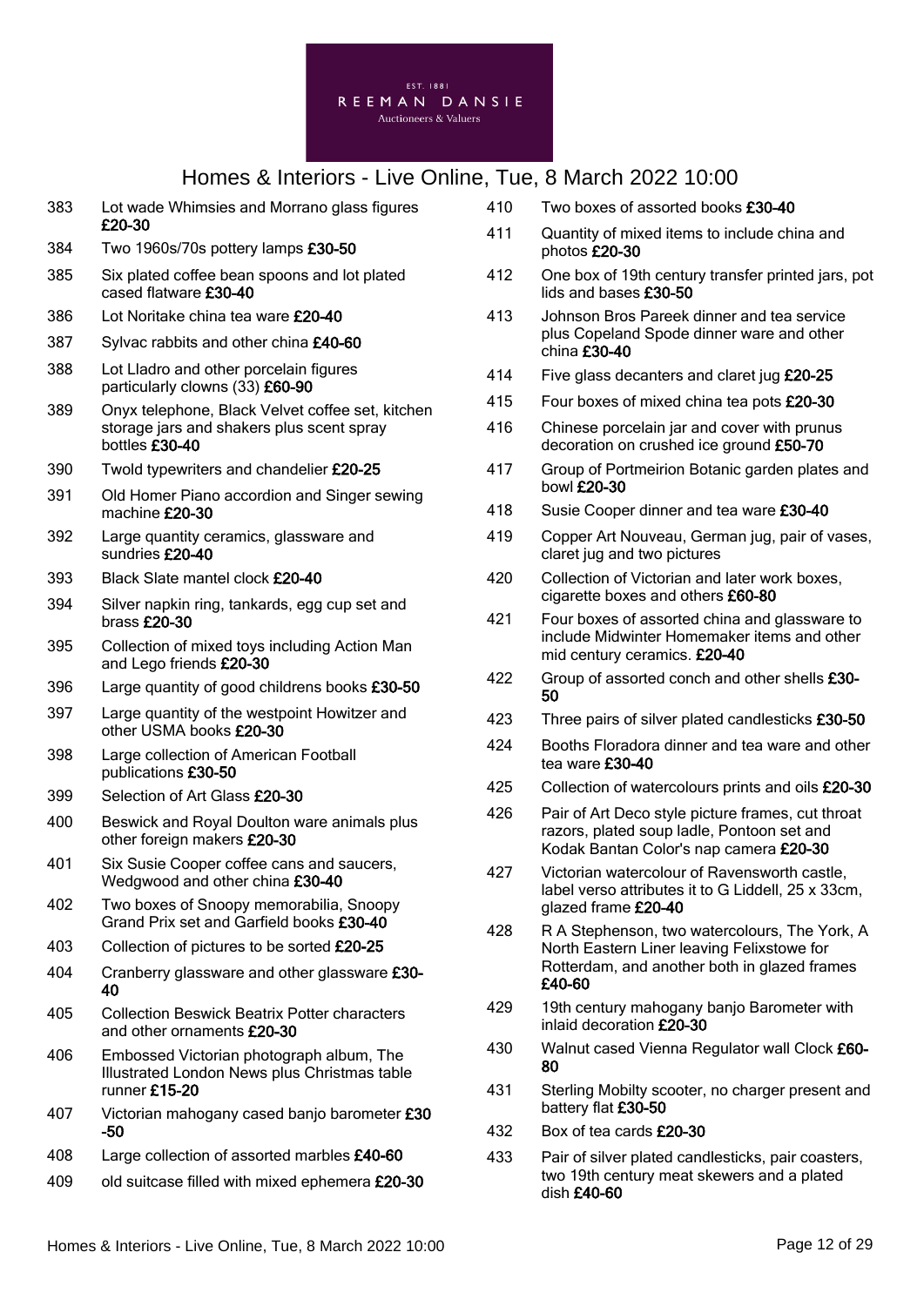# Homes & Interiors - Live Online, Tue, 8 March 2022 10:00

383 Lot wade Whimsies and Morrano glass figures **£20-30**

384 Two 1960s/70s pottery lamps **£30-50**

385 Six plated coffee bean spoons and lot plated cased flatware **£30-40**

386 Lot Noritake china tea ware **£20-40**

387 Sylvac rabbits and other china **£40-60**

388 Lot Lladro and other porcelain figures particularly clowns (33) **£60-90**

389 Onyx telephone, Black Velvet coffee set, kitchen storage jars and shakers plus scent spray bottles **£30-40**

390 Twold typewriters and chandelier **£20-25**

391 Old Homer Piano accordion and Singer sewing machine **£20-30**

392 Large quantity ceramics, glassware and sundries **£20-40**

393 Black Slate mantel clock **£20-40**

394 Silver napkin ring, tankards, egg cup set and brass **£20-30**

395 Collection of mixed toys including Action Man and Lego friends **£20-30**

396 Large quantity of good childrens books **£30-50**

397 Large quantity of the westpoint Howitzer and other USMA books **£20-30**

398 Large collection of American Football publications **£30-50**

399 Selection of Art Glass **£20-30**

400 Beswick and Royal Doulton ware animals plus other foreign makers **£20-30**

401 Six Susie Cooper coffee cans and saucers, Wedgwood and other china **£30-40**

402 Two boxes of Snoopy memorabilia, Snoopy Grand Prix set and Garfield books **£30-40**

403 Collection of pictures to be sorted **£20-25**

404 Cranberry glassware and other glassware **£30-40**

405 Collection Beswick Beatrix Potter characters and other ornaments **£20-30**

406 Embossed Victorian photograph album, The Illustrated London News plus Christmas table runner **£15-20**

407 Victorian mahogany cased banjo barometer **£30-50**

408 Large collection of assorted marbles **£40-60**

409 old suitcase filled with mixed ephemera **£20-30**

410 Two boxes of assorted books **£30-40**

411 Quantity of mixed items to include china and photos **£20-30**

412 One box of 19th century transfer printed jars, pot lids and bases **£30-50**

413 Johnson Bros Pareek dinner and tea service plus Copeland Spode dinner ware and other china **£30-40**

414 Five glass decanters and claret jug **£20-25**

415 Four boxes of mixed china tea pots **£20-30**

416 Chinese porcelain jar and cover with prunus decoration on crushed ice ground **£50-70**

417 Group of Portmeirion Botanic garden plates and bowl **£20-30**

418 Susie Cooper dinner and tea ware **£30-40**

419 Copper Art Nouveau, German jug, pair of vases, claret jug and two pictures

420 Collection of Victorian and later work boxes, cigarette boxes and others **£60-80**

421 Four boxes of assorted china and glassware to include Midwinter Homemaker items and other mid century ceramics. **£20-40**

422 Group of assorted conch and other shells **£30-50**

423 Three pairs of silver plated candlesticks **£30-50**

424 Booths Floradora dinner and tea ware and other tea ware **£30-40**

425 Collection of watercolours prints and oils **£20-30**

426 Pair of Art Deco style picture frames, cut throat razors, plated soup ladle, Pontoon set and Kodak Bantan Color's nap camera **£20-30**

427 Victorian watercolour of Ravensworth castle, label verso attributes it to G Liddell, 25 x 33cm, glazed frame **£20-40**

428 R A Stephenson, two watercolours, The York, A North Eastern Liner leaving Felixstowe for Rotterdam, and another both in glazed frames **£40-60**

429 19th century mahogany banjo Barometer with inlaid decoration **£20-30**

430 Walnut cased Vienna Regulator wall Clock **£60-80**

431 Sterling Mobilty scooter, no charger present and battery flat **£30-50**

432 Box of tea cards **£20-30**

433 Pair of silver plated candlesticks, pair coasters, two 19th century meat skewers and a plated dish **£40-60**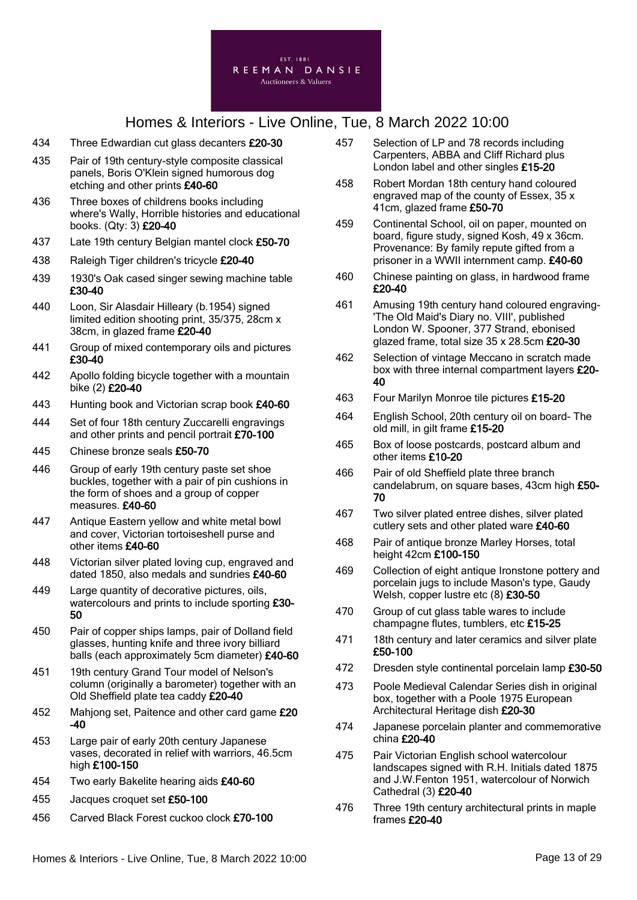# Homes & Interiors - Live Online, Tue, 8 March 2022 10:00

434 Three Edwardian cut glass decanters **£20-30**

435 Pair of 19th century-style composite classical panels, Boris O'Klein signed humorous dog etching and other prints **£40-60**

436 Three boxes of childrens books including where's Wally, Horrible histories and educational books. (Qty: 3) **£20-40**

437 Late 19th century Belgian mantel clock **£50-70**

438 Raleigh Tiger children's tricycle **£20-40**

439 1930's Oak cased singer sewing machine table **£30-40**

440 Loon, Sir Alasdair Hilleary (b.1954) signed limited edition shooting print, 35/375, 28cm x 38cm, in glazed frame **£20-40**

441 Group of mixed contemporary oils and pictures **£30-40**

442 Apollo folding bicycle together with a mountain bike (2) **£20-40**

443 Hunting book and Victorian scrap book **£40-60**

444 Set of four 18th century Zuccarelli engravings and other prints and pencil portrait **£70-100**

445 Chinese bronze seals **£50-70**

446 Group of early 19th century paste set shoe buckles, together with a pair of pin cushions in the form of shoes and a group of copper measures. **£40-60**

447 Antique Eastern yellow and white metal bowl and cover, Victorian tortoiseshell purse and other items **£40-60**

448 Victorian silver plated loving cup, engraved and dated 1850, also medals and sundries **£40-60**

449 Large quantity of decorative pictures, oils, watercolours and prints to include sporting **£30-50**

450 Pair of copper ships lamps, pair of Dolland field glasses, hunting knife and three ivory billiard balls (each approximately 5cm diameter) **£40-60**

451 19th century Grand Tour model of Nelson's column (originally a barometer) together with an Old Sheffield plate tea caddy **£20-40**

452 Mahjong set, Paitence and other card game **£20-40**

453 Large pair of early 20th century Japanese vases, decorated in relief with warriors, 46.5cm high **£100-150**

454 Two early Bakelite hearing aids **£40-60**

455 Jacques croquet set **£50-100**

456 Carved Black Forest cuckoo clock **£70-100**

457 Selection of LP and 78 records including Carpenters, ABBA and Cliff Richard plus London label and other singles **£15-20**

458 Robert Mordan 18th century hand coloured engraved map of the county of Essex, 35 x 41cm, glazed frame **£50-70**

459 Continental School, oil on paper, mounted on board, figure study, signed Kosh, 49 x 36cm. Provenance: By family repute gifted from a prisoner in a WWII internment camp. **£40-60**

460 Chinese painting on glass, in hardwood frame **£20-40**

461 Amusing 19th century hand coloured engraving- 'The Old Maid's Diary no. VIII', published London W. Spooner, 377 Strand, ebonised glazed frame, total size 35 x 28.5cm **£20-30**

462 Selection of vintage Meccano in scratch made box with three internal compartment layers **£20-40**

463 Four Marilyn Monroe tile pictures **£15-20**

464 English School, 20th century oil on board- The old mill, in gilt frame **£15-20**

465 Box of loose postcards, postcard album and other items **£10-20**

466 Pair of old Sheffield plate three branch candelabrum, on square bases, 43cm high **£50-70**

467 Two silver plated entree dishes, silver plated cutlery sets and other plated ware **£40-60**

468 Pair of antique bronze Marley Horses, total height 42cm **£100-150**

469 Collection of eight antique Ironstone pottery and porcelain jugs to include Mason's type, Gaudy Welsh, copper lustre etc (8) **£30-50**

470 Group of cut glass table wares to include champagne flutes, tumblers, etc **£15-25**

471 18th century and later ceramics and silver plate **£50-100**

472 Dresden style continental porcelain lamp **£30-50**

473 Poole Medieval Calendar Series dish in original box, together with a Poole 1975 European Architectural Heritage dish **£20-30**

474 Japanese porcelain planter and commemorative china **£20-40**

475 Pair Victorian English school watercolour landscapes signed with R.H. Initials dated 1875 and J.W.Fenton 1951, watercolour of Norwich Cathedral (3) **£20-40**

476 Three 19th century architectural prints in maple frames **£20-40**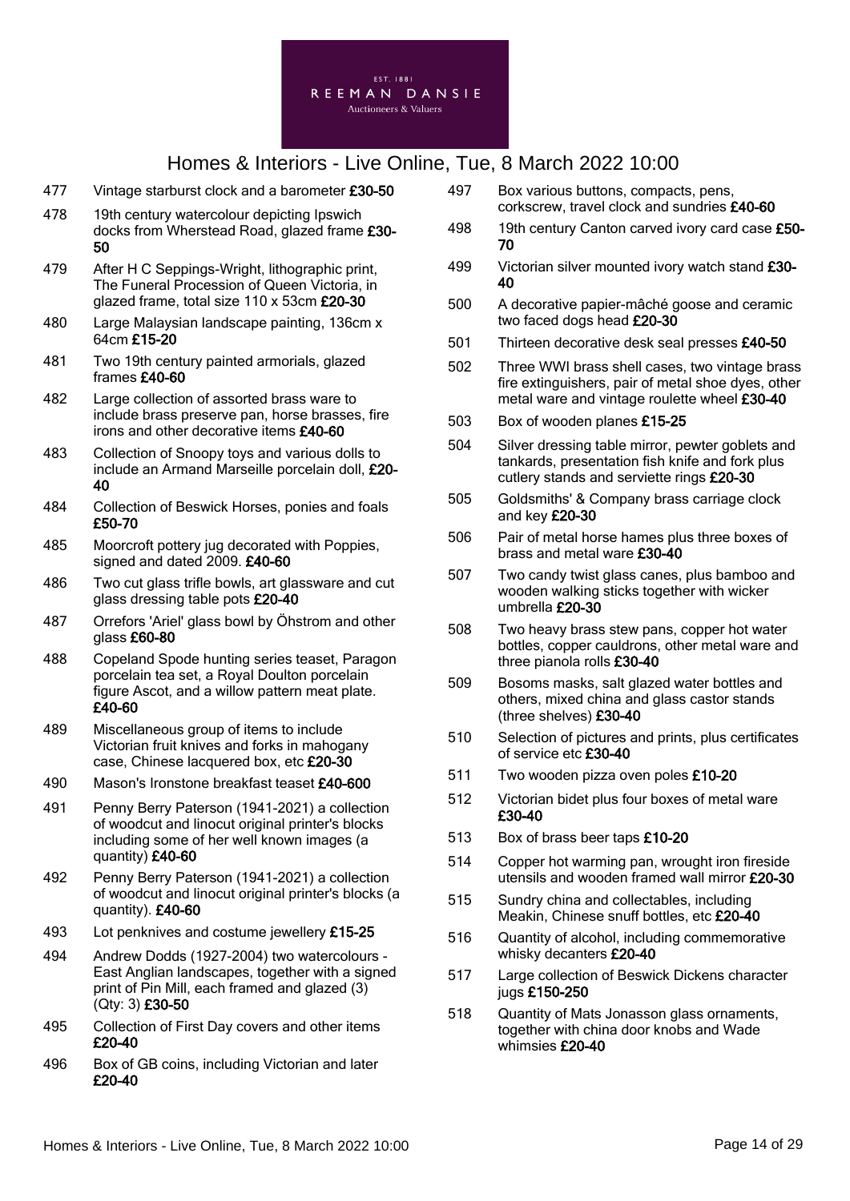EST. 1881
REEMAN DANSIE
Auctioneers & Valuers

# Homes & Interiors - Live Online, Tue, 8 March 2022 10:00

477 Vintage starburst clock and a barometer **£30-50**

478 19th century watercolour depicting Ipswich docks from Wherstead Road, glazed frame **£30-50**

479 After H C Seppings-Wright, lithographic print, The Funeral Procession of Queen Victoria, in glazed frame, total size 110 x 53cm **£20-30**

480 Large Malaysian landscape painting, 136cm x 64cm **£15-20**

481 Two 19th century painted armorials, glazed frames **£40-60**

482 Large collection of assorted brass ware to include brass preserve pan, horse brasses, fire irons and other decorative items **£40-60**

483 Collection of Snoopy toys and various dolls to include an Armand Marseille porcelain doll, **£20-40**

484 Collection of Beswick Horses, ponies and foals **£50-70**

485 Moorcroft pottery jug decorated with Poppies, signed and dated 2009. **£40-60**

486 Two cut glass trifle bowls, art glassware and cut glass dressing table pots **£20-40**

487 Orrefors 'Ariel' glass bowl by Öhstrom and other glass **£60-80**

488 Copeland Spode hunting series teaset, Paragon porcelain tea set, a Royal Doulton porcelain figure Ascot, and a willow pattern meat plate. **£40-60**

489 Miscellaneous group of items to include Victorian fruit knives and forks in mahogany case, Chinese lacquered box, etc **£20-30**

490 Mason's Ironstone breakfast teaset **£40-600**

491 Penny Berry Paterson (1941-2021) a collection of woodcut and linocut original printer's blocks including some of her well known images (a quantity) **£40-60**

492 Penny Berry Paterson (1941-2021) a collection of woodcut and linocut original printer's blocks (a quantity). **£40-60**

493 Lot penknives and costume jewellery **£15-25**

494 Andrew Dodds (1927-2004) two watercolours - East Anglian landscapes, together with a signed print of Pin Mill, each framed and glazed (3) (Qty: 3) **£30-50**

495 Collection of First Day covers and other items **£20-40**

496 Box of GB coins, including Victorian and later **£20-40**

497 Box various buttons, compacts, pens, corkscrew, travel clock and sundries **£40-60**

498 19th century Canton carved ivory card case **£50-70**

499 Victorian silver mounted ivory watch stand **£30-40**

500 A decorative papier-mâché goose and ceramic two faced dogs head **£20-30**

501 Thirteen decorative desk seal presses **£40-50**

502 Three WWI brass shell cases, two vintage brass fire extinguishers, pair of metal shoe dyes, other metal ware and vintage roulette wheel **£30-40**

503 Box of wooden planes **£15-25**

504 Silver dressing table mirror, pewter goblets and tankards, presentation fish knife and fork plus cutlery stands and serviette rings **£20-30**

505 Goldsmiths' & Company brass carriage clock and key **£20-30**

506 Pair of metal horse hames plus three boxes of brass and metal ware **£30-40**

507 Two candy twist glass canes, plus bamboo and wooden walking sticks together with wicker umbrella **£20-30**

508 Two heavy brass stew pans, copper hot water bottles, copper cauldrons, other metal ware and three pianola rolls **£30-40**

509 Bosoms masks, salt glazed water bottles and others, mixed china and glass castor stands (three shelves) **£30-40**

510 Selection of pictures and prints, plus certificates of service etc **£30-40**

511 Two wooden pizza oven poles **£10-20**

512 Victorian bidet plus four boxes of metal ware **£30-40**

513 Box of brass beer taps **£10-20**

514 Copper hot warming pan, wrought iron fireside utensils and wooden framed wall mirror **£20-30**

515 Sundry china and collectables, including Meakin, Chinese snuff bottles, etc **£20-40**

516 Quantity of alcohol, including commemorative whisky decanters **£20-40**

517 Large collection of Beswick Dickens character jugs **£150-250**

518 Quantity of Mats Jonasson glass ornaments, together with china door knobs and Wade whimsies **£20-40**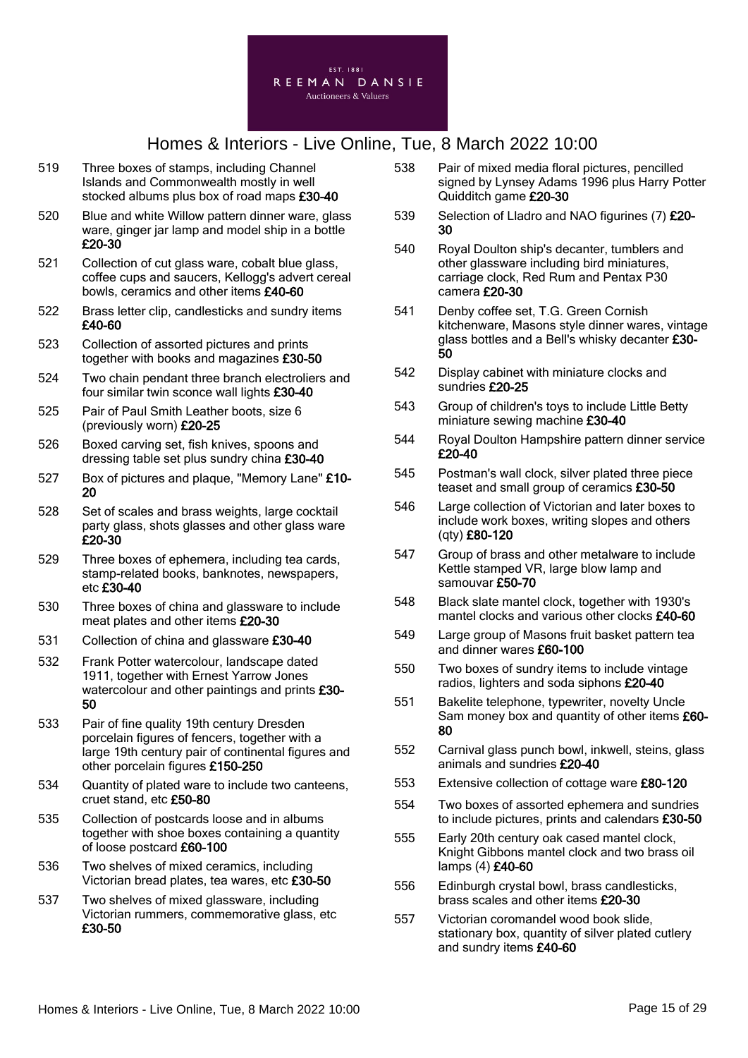519 Three boxes of stamps, including Channel Islands and Commonwealth mostly in well stocked albums plus box of road maps **£30-40**

520 Blue and white Willow pattern dinner ware, glass ware, ginger jar lamp and model ship in a bottle **£20-30**

521 Collection of cut glass ware, cobalt blue glass, coffee cups and saucers, Kellogg's advert cereal bowls, ceramics and other items **£40-60**

522 Brass letter clip, candlesticks and sundry items **£40-60**

523 Collection of assorted pictures and prints together with books and magazines **£30-50**

524 Two chain pendant three branch electroliers and four similar twin sconce wall lights **£30-40**

525 Pair of Paul Smith Leather boots, size 6 (previously worn) **£20-25**

526 Boxed carving set, fish knives, spoons and dressing table set plus sundry china **£30-40**

527 Box of pictures and plaque, "Memory Lane" **£10-20**

528 Set of scales and brass weights, large cocktail party glass, shots glasses and other glass ware **£20-30**

529 Three boxes of ephemera, including tea cards, stamp-related books, banknotes, newspapers, etc **£30-40**

530 Three boxes of china and glassware to include meat plates and other items **£20-30**

531 Collection of china and glassware **£30-40**

532 Frank Potter watercolour, landscape dated 1911, together with Ernest Yarrow Jones watercolour and other paintings and prints **£30-50**

533 Pair of fine quality 19th century Dresden porcelain figures of fencers, together with a large 19th century pair of continental figures and other porcelain figures **£150-250**

534 Quantity of plated ware to include two canteens, cruet stand, etc **£50-80**

535 Collection of postcards loose and in albums together with shoe boxes containing a quantity of loose postcard **£60-100**

536 Two shelves of mixed ceramics, including Victorian bread plates, tea wares, etc **£30-50**

537 Two shelves of mixed glassware, including Victorian rummers, commemorative glass, etc **£30-50**

538 Pair of mixed media floral pictures, pencilled signed by Lynsey Adams 1996 plus Harry Potter Quidditch game **£20-30**

539 Selection of Lladro and NAO figurines (7) **£20-30**

540 Royal Doulton ship's decanter, tumblers and other glassware including bird miniatures, carriage clock, Red Rum and Pentax P30 camera **£20-30**

541 Denby coffee set, T.G. Green Cornish kitchenware, Masons style dinner wares, vintage glass bottles and a Bell's whisky decanter **£30-50**

542 Display cabinet with miniature clocks and sundries **£20-25**

543 Group of children's toys to include Little Betty miniature sewing machine **£30-40**

544 Royal Doulton Hampshire pattern dinner service **£20-40**

545 Postman's wall clock, silver plated three piece teaset and small group of ceramics **£30-50**

546 Large collection of Victorian and later boxes to include work boxes, writing slopes and others (qty) **£80-120**

547 Group of brass and other metalware to include Kettle stamped VR, large blow lamp and samouvar **£50-70**

548 Black slate mantel clock, together with 1930's mantel clocks and various other clocks **£40-60**

549 Large group of Masons fruit basket pattern tea and dinner wares **£60-100**

550 Two boxes of sundry items to include vintage radios, lighters and soda siphons **£20-40**

551 Bakelite telephone, typewriter, novelty Uncle Sam money box and quantity of other items **£60-80**

552 Carnival glass punch bowl, inkwell, steins, glass animals and sundries **£20-40**

553 Extensive collection of cottage ware **£80-120**

554 Two boxes of assorted ephemera and sundries to include pictures, prints and calendars **£30-50**

555 Early 20th century oak cased mantel clock, Knight Gibbons mantel clock and two brass oil lamps (4) **£40-60**

556 Edinburgh crystal bowl, brass candlesticks, brass scales and other items **£20-30**

557 Victorian coromandel wood book slide, stationary box, quantity of silver plated cutlery and sundry items **£40-60**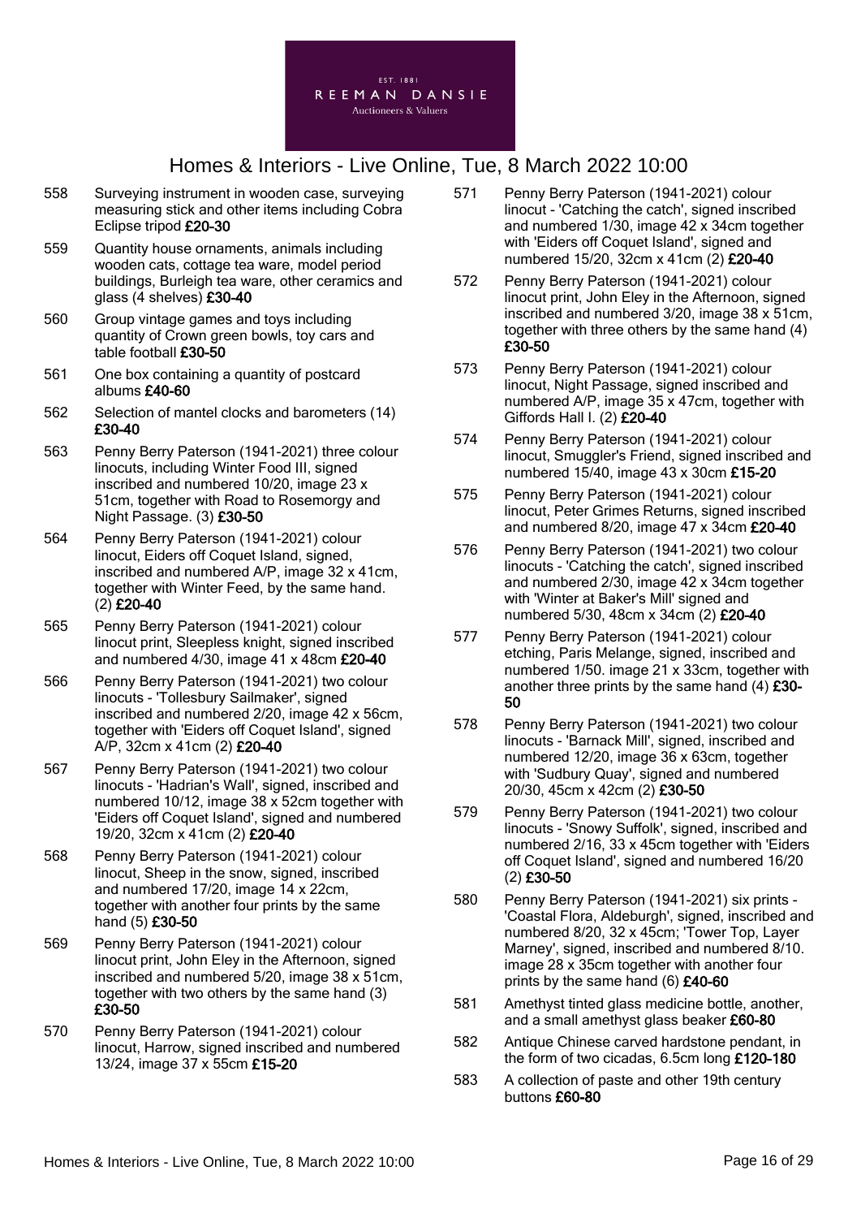EST. 1881
REEMAN DANSIE
Auctioneers & Valuers

# Homes & Interiors - Live Online, Tue, 8 March 2022 10:00

558 Surveying instrument in wooden case, surveying measuring stick and other items including Cobra Eclipse tripod **£20-30**

559 Quantity house ornaments, animals including wooden cats, cottage tea ware, model period buildings, Burleigh tea ware, other ceramics and glass (4 shelves) **£30-40**

560 Group vintage games and toys including quantity of Crown green bowls, toy cars and table football **£30-50**

561 One box containing a quantity of postcard albums **£40-60**

562 Selection of mantel clocks and barometers (14) **£30-40**

563 Penny Berry Paterson (1941-2021) three colour linocuts, including Winter Food III, signed inscribed and numbered 10/20, image 23 x 51cm, together with Road to Rosemorgy and Night Passage. (3) **£30-50**

564 Penny Berry Paterson (1941-2021) colour linocut, Eiders off Coquet Island, signed, inscribed and numbered A/P, image 32 x 41cm, together with Winter Feed, by the same hand. (2) **£20-40**

565 Penny Berry Paterson (1941-2021) colour linocut print, Sleepless knight, signed inscribed and numbered 4/30, image 41 x 48cm **£20-40**

566 Penny Berry Paterson (1941-2021) two colour linocuts - 'Tollesbury Sailmaker', signed inscribed and numbered 2/20, image 42 x 56cm, together with 'Eiders off Coquet Island', signed A/P, 32cm x 41cm (2) **£20-40**

567 Penny Berry Paterson (1941-2021) two colour linocuts - 'Hadrian's Wall', signed, inscribed and numbered 10/12, image 38 x 52cm together with 'Eiders off Coquet Island', signed and numbered 19/20, 32cm x 41cm (2) **£20-40**

568 Penny Berry Paterson (1941-2021) colour linocut, Sheep in the snow, signed, inscribed and numbered 17/20, image 14 x 22cm, together with another four prints by the same hand (5) **£30-50**

569 Penny Berry Paterson (1941-2021) colour linocut print, John Eley in the Afternoon, signed inscribed and numbered 5/20, image 38 x 51cm, together with two others by the same hand (3) **£30-50**

570 Penny Berry Paterson (1941-2021) colour linocut, Harrow, signed inscribed and numbered 13/24, image 37 x 55cm **£15-20**

571 Penny Berry Paterson (1941-2021) colour linocut - 'Catching the catch', signed inscribed and numbered 1/30, image 42 x 34cm together with 'Eiders off Coquet Island', signed and numbered 15/20, 32cm x 41cm (2) **£20-40**

572 Penny Berry Paterson (1941-2021) colour linocut print, John Eley in the Afternoon, signed inscribed and numbered 3/20, image 38 x 51cm, together with three others by the same hand (4) **£30-50**

573 Penny Berry Paterson (1941-2021) colour linocut, Night Passage, signed inscribed and numbered A/P, image 35 x 47cm, together with Giffords Hall I. (2) **£20-40**

574 Penny Berry Paterson (1941-2021) colour linocut, Smuggler's Friend, signed inscribed and numbered 15/40, image 43 x 30cm **£15-20**

575 Penny Berry Paterson (1941-2021) colour linocut, Peter Grimes Returns, signed inscribed and numbered 8/20, image 47 x 34cm **£20-40**

576 Penny Berry Paterson (1941-2021) two colour linocuts - 'Catching the catch', signed inscribed and numbered 2/30, image 42 x 34cm together with 'Winter at Baker's Mill' signed and numbered 5/30, 48cm x 34cm (2) **£20-40**

577 Penny Berry Paterson (1941-2021) colour etching, Paris Melange, signed, inscribed and numbered 1/50. image 21 x 33cm, together with another three prints by the same hand (4) **£30-50**

578 Penny Berry Paterson (1941-2021) two colour linocuts - 'Barnack Mill', signed, inscribed and numbered 12/20, image 36 x 63cm, together with 'Sudbury Quay', signed and numbered 20/30, 45cm x 42cm (2) **£30-50**

579 Penny Berry Paterson (1941-2021) two colour linocuts - 'Snowy Suffolk', signed, inscribed and numbered 2/16, 33 x 45cm together with 'Eiders off Coquet Island', signed and numbered 16/20 (2) **£30-50**

580 Penny Berry Paterson (1941-2021) six prints - 'Coastal Flora, Aldeburgh', signed, inscribed and numbered 8/20, 32 x 45cm; 'Tower Top, Layer Marney', signed, inscribed and numbered 8/10. image 28 x 35cm together with another four prints by the same hand (6) **£40-60**

581 Amethyst tinted glass medicine bottle, another, and a small amethyst glass beaker **£60-80**

582 Antique Chinese carved hardstone pendant, in the form of two cicadas, 6.5cm long **£120-180**

583 A collection of paste and other 19th century buttons **£60-80**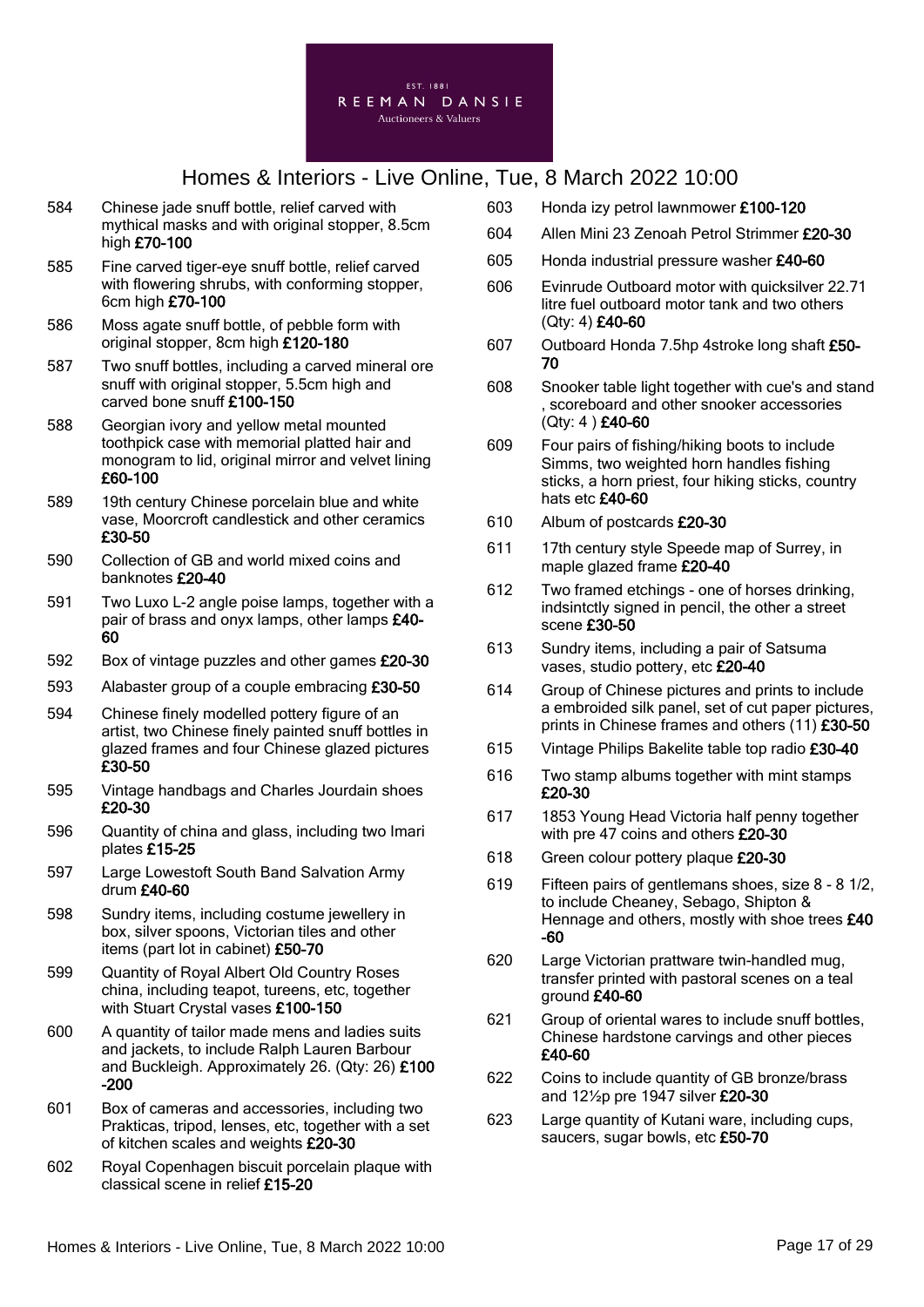584 Chinese jade snuff bottle, relief carved with mythical masks and with original stopper, 8.5cm high **£70-100**

585 Fine carved tiger-eye snuff bottle, relief carved with flowering shrubs, with conforming stopper, 6cm high **£70-100**

586 Moss agate snuff bottle, of pebble form with original stopper, 8cm high **£120-180**

587 Two snuff bottles, including a carved mineral ore snuff with original stopper, 5.5cm high and carved bone snuff **£100-150**

588 Georgian ivory and yellow metal mounted toothpick case with memorial platted hair and monogram to lid, original mirror and velvet lining **£60-100**

589 19th century Chinese porcelain blue and white vase, Moorcroft candlestick and other ceramics **£30-50**

590 Collection of GB and world mixed coins and banknotes **£20-40**

591 Two Luxo L-2 angle poise lamps, together with a pair of brass and onyx lamps, other lamps **£40-60**

592 Box of vintage puzzles and other games **£20-30**

593 Alabaster group of a couple embracing **£30-50**

594 Chinese finely modelled pottery figure of an artist, two Chinese finely painted snuff bottles in glazed frames and four Chinese glazed pictures **£30-50**

595 Vintage handbags and Charles Jourdain shoes **£20-30**

596 Quantity of china and glass, including two Imari plates **£15-25**

597 Large Lowestoft South Band Salvation Army drum **£40-60**

598 Sundry items, including costume jewellery in box, silver spoons, Victorian tiles and other items (part lot in cabinet) **£50-70**

599 Quantity of Royal Albert Old Country Roses china, including teapot, tureens, etc, together with Stuart Crystal vases **£100-150**

600 A quantity of tailor made mens and ladies suits and jackets, to include Ralph Lauren Barbour and Buckleigh. Approximately 26. (Qty: 26) **£100-200**

601 Box of cameras and accessories, including two Prakticas, tripod, lenses, etc, together with a set of kitchen scales and weights **£20-30**

602 Royal Copenhagen biscuit porcelain plaque with classical scene in relief **£15-20**

603 Honda izy petrol lawnmower **£100-120**

604 Allen Mini 23 Zenoah Petrol Strimmer **£20-30**

605 Honda industrial pressure washer **£40-60**

606 Evinrude Outboard motor with quicksilver 22.71 litre fuel outboard motor tank and two others (Qty: 4) **£40-60**

607 Outboard Honda 7.5hp 4stroke long shaft **£50-70**

608 Snooker table light together with cue's and stand , scoreboard and other snooker accessories (Qty: 4 ) **£40-60**

609 Four pairs of fishing/hiking boots to include Simms, two weighted horn handles fishing sticks, a horn priest, four hiking sticks, country hats etc **£40-60**

610 Album of postcards **£20-30**

611 17th century style Speede map of Surrey, in maple glazed frame **£20-40**

612 Two framed etchings - one of horses drinking, indsintctly signed in pencil, the other a street scene **£30-50**

613 Sundry items, including a pair of Satsuma vases, studio pottery, etc **£20-40**

614 Group of Chinese pictures and prints to include a embroided silk panel, set of cut paper pictures, prints in Chinese frames and others (11) **£30-50**

615 Vintage Philips Bakelite table top radio **£30-40**

616 Two stamp albums together with mint stamps **£20-30**

617 1853 Young Head Victoria half penny together with pre 47 coins and others **£20-30**

618 Green colour pottery plaque **£20-30**

619 Fifteen pairs of gentlemans shoes, size 8 - 8 1/2, to include Cheaney, Sebago, Shipton & Hennage and others, mostly with shoe trees **£40-60**

620 Large Victorian prattware twin-handled mug, transfer printed with pastoral scenes on a teal ground **£40-60**

621 Group of oriental wares to include snuff bottles, Chinese hardstone carvings and other pieces **£40-60**

622 Coins to include quantity of GB bronze/brass and 12½p pre 1947 silver **£20-30**

623 Large quantity of Kutani ware, including cups, saucers, sugar bowls, etc **£50-70**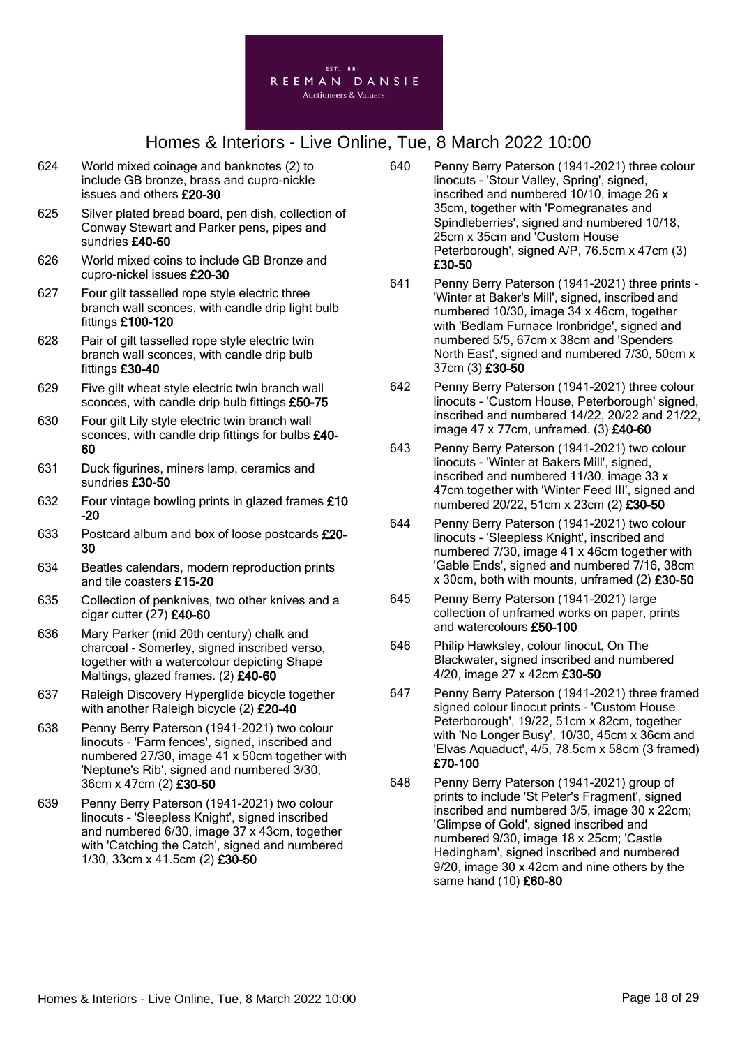EST. 1881
REEMAN DANSIE
Auctioneers & Valuers

# Homes & Interiors - Live Online, Tue, 8 March 2022 10:00

624 World mixed coinage and banknotes (2) to include GB bronze, brass and cupro-nickle issues and others **£20-30**

625 Silver plated bread board, pen dish, collection of Conway Stewart and Parker pens, pipes and sundries **£40-60**

626 World mixed coins to include GB Bronze and cupro-nickel issues **£20-30**

627 Four gilt tasselled rope style electric three branch wall sconces, with candle drip light bulb fittings **£100-120**

628 Pair of gilt tasselled rope style electric twin branch wall sconces, with candle drip bulb fittings **£30-40**

629 Five gilt wheat style electric twin branch wall sconces, with candle drip bulb fittings **£50-75**

630 Four gilt Lily style electric twin branch wall sconces, with candle drip fittings for bulbs **£40-60**

631 Duck figurines, miners lamp, ceramics and sundries **£30-50**

632 Four vintage bowling prints in glazed frames **£10-20**

633 Postcard album and box of loose postcards **£20-30**

634 Beatles calendars, modern reproduction prints and tile coasters **£15-20**

635 Collection of penknives, two other knives and a cigar cutter (27) **£40-60**

636 Mary Parker (mid 20th century) chalk and charcoal - Somerley, signed inscribed verso, together with a watercolour depicting Shape Maltings, glazed frames. (2) **£40-60**

637 Raleigh Discovery Hyperglide bicycle together with another Raleigh bicycle (2) **£20-40**

638 Penny Berry Paterson (1941-2021) two colour linocuts - 'Farm fences', signed, inscribed and numbered 27/30, image 41 x 50cm together with 'Neptune's Rib', signed and numbered 3/30, 36cm x 47cm (2) **£30-50**

639 Penny Berry Paterson (1941-2021) two colour linocuts - 'Sleepless Knight', signed inscribed and numbered 6/30, image 37 x 43cm, together with 'Catching the Catch', signed and numbered 1/30, 33cm x 41.5cm (2) **£30-50**

640 Penny Berry Paterson (1941-2021) three colour linocuts - 'Stour Valley, Spring', signed, inscribed and numbered 10/10, image 26 x 35cm, together with 'Pomegranates and Spindleberries', signed and numbered 10/18, 25cm x 35cm and 'Custom House Peterborough', signed A/P, 76.5cm x 47cm (3) **£30-50**

641 Penny Berry Paterson (1941-2021) three prints - 'Winter at Baker's Mill', signed, inscribed and numbered 10/30, image 34 x 46cm, together with 'Bedlam Furnace Ironbridge', signed and numbered 5/5, 67cm x 38cm and 'Spenders North East', signed and numbered 7/30, 50cm x 37cm (3) **£30-50**

642 Penny Berry Paterson (1941-2021) three colour linocuts - 'Custom House, Peterborough' signed, inscribed and numbered 14/22, 20/22 and 21/22, image 47 x 77cm, unframed. (3) **£40-60**

643 Penny Berry Paterson (1941-2021) two colour linocuts - 'Winter at Bakers Mill', signed, inscribed and numbered 11/30, image 33 x 47cm together with 'Winter Feed III', signed and numbered 20/22, 51cm x 23cm (2) **£30-50**

644 Penny Berry Paterson (1941-2021) two colour linocuts - 'Sleepless Knight', inscribed and numbered 7/30, image 41 x 46cm together with 'Gable Ends', signed and numbered 7/16, 38cm x 30cm, both with mounts, unframed (2) **£30-50**

645 Penny Berry Paterson (1941-2021) large collection of unframed works on paper, prints and watercolours **£50-100**

646 Philip Hawksley, colour linocut, On The Blackwater, signed inscribed and numbered 4/20, image 27 x 42cm **£30-50**

647 Penny Berry Paterson (1941-2021) three framed signed colour linocut prints - 'Custom House Peterborough', 19/22, 51cm x 82cm, together with 'No Longer Busy', 10/30, 45cm x 36cm and 'Elvas Aquaduct', 4/5, 78.5cm x 58cm (3 framed) **£70-100**

648 Penny Berry Paterson (1941-2021) group of prints to include 'St Peter's Fragment', signed inscribed and numbered 3/5, image 30 x 22cm; 'Glimpse of Gold', signed inscribed and numbered 9/30, image 18 x 25cm; 'Castle Hedingham', signed inscribed and numbered 9/20, image 30 x 42cm and nine others by the same hand (10) **£60-80**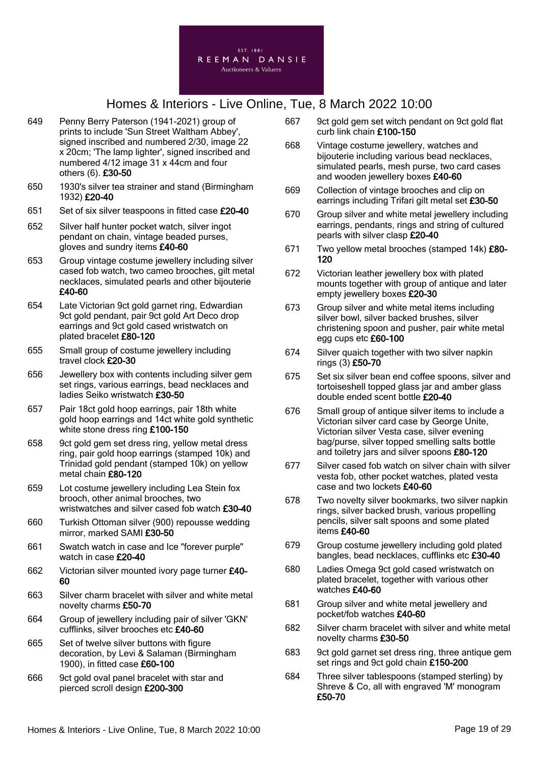# Homes & Interiors - Live Online, Tue, 8 March 2022 10:00

649 Penny Berry Paterson (1941-2021) group of prints to include 'Sun Street Waltham Abbey', signed inscribed and numbered 2/30, image 22 x 20cm; 'The lamp lighter', signed inscribed and numbered 4/12 image 31 x 44cm and four others (6). **£30-50**

650 1930's silver tea strainer and stand (Birmingham 1932) **£20-40**

651 Set of six silver teaspoons in fitted case **£20-40**

652 Silver half hunter pocket watch, silver ingot pendant on chain, vintage beaded purses, gloves and sundry items **£40-60**

653 Group vintage costume jewellery including silver cased fob watch, two cameo brooches, gilt metal necklaces, simulated pearls and other bijouterie **£40-60**

654 Late Victorian 9ct gold garnet ring, Edwardian 9ct gold pendant, pair 9ct gold Art Deco drop earrings and 9ct gold cased wristwatch on plated bracelet **£80-120**

655 Small group of costume jewellery including travel clock **£20-30**

656 Jewellery box with contents including silver gem set rings, various earrings, bead necklaces and ladies Seiko wristwatch **£30-50**

657 Pair 18ct gold hoop earrings, pair 18th white gold hoop earrings and 14ct white gold synthetic white stone dress ring **£100-150**

658 9ct gold gem set dress ring, yellow metal dress ring, pair gold hoop earrings (stamped 10k) and Trinidad gold pendant (stamped 10k) on yellow metal chain **£80-120**

659 Lot costume jewellery including Lea Stein fox brooch, other animal brooches, two wristwatches and silver cased fob watch **£30-40**

660 Turkish Ottoman silver (900) repousse wedding mirror, marked SAMI **£30-50**

661 Swatch watch in case and Ice "forever purple" watch in case **£20-40**

662 Victorian silver mounted ivory page turner **£40-60**

663 Silver charm bracelet with silver and white metal novelty charms **£50-70**

664 Group of jewellery including pair of silver 'GKN' cufflinks, silver brooches etc **£40-60**

665 Set of twelve silver buttons with figure decoration, by Levi & Salaman (Birmingham 1900), in fitted case **£60-100**

666 9ct gold oval panel bracelet with star and pierced scroll design **£200-300**

667 9ct gold gem set witch pendant on 9ct gold flat curb link chain **£100-150**

668 Vintage costume jewellery, watches and bijouterie including various bead necklaces, simulated pearls, mesh purse, two card cases and wooden jewellery boxes **£40-60**

669 Collection of vintage brooches and clip on earrings including Trifari gilt metal set **£30-50**

670 Group silver and white metal jewellery including earrings, pendants, rings and string of cultured pearls with silver clasp **£20-40**

671 Two yellow metal brooches (stamped 14k) **£80-120**

672 Victorian leather jewellery box with plated mounts together with group of antique and later empty jewellery boxes **£20-30**

673 Group silver and white metal items including silver bowl, silver backed brushes, silver christening spoon and pusher, pair white metal egg cups etc **£60-100**

674 Silver quaich together with two silver napkin rings (3) **£50-70**

675 Set six silver bean end coffee spoons, silver and tortoiseshell topped glass jar and amber glass double ended scent bottle **£20-40**

676 Small group of antique silver items to include a Victorian silver card case by George Unite, Victorian silver Vesta case, silver evening bag/purse, silver topped smelling salts bottle and toiletry jars and silver spoons **£80-120**

677 Silver cased fob watch on silver chain with silver vesta fob, other pocket watches, plated vesta case and two lockets **£40-60**

678 Two novelty silver bookmarks, two silver napkin rings, silver backed brush, various propelling pencils, silver salt spoons and some plated items **£40-60**

679 Group costume jewellery including gold plated bangles, bead necklaces, cufflinks etc **£30-40**

680 Ladies Omega 9ct gold cased wristwatch on plated bracelet, together with various other watches **£40-60**

681 Group silver and white metal jewellery and pocket/fob watches **£40-60**

682 Silver charm bracelet with silver and white metal novelty charms **£30-50**

683 9ct gold garnet set dress ring, three antique gem set rings and 9ct gold chain **£150-200**

684 Three silver tablespoons (stamped sterling) by Shreve & Co, all with engraved 'M' monogram **£50-70**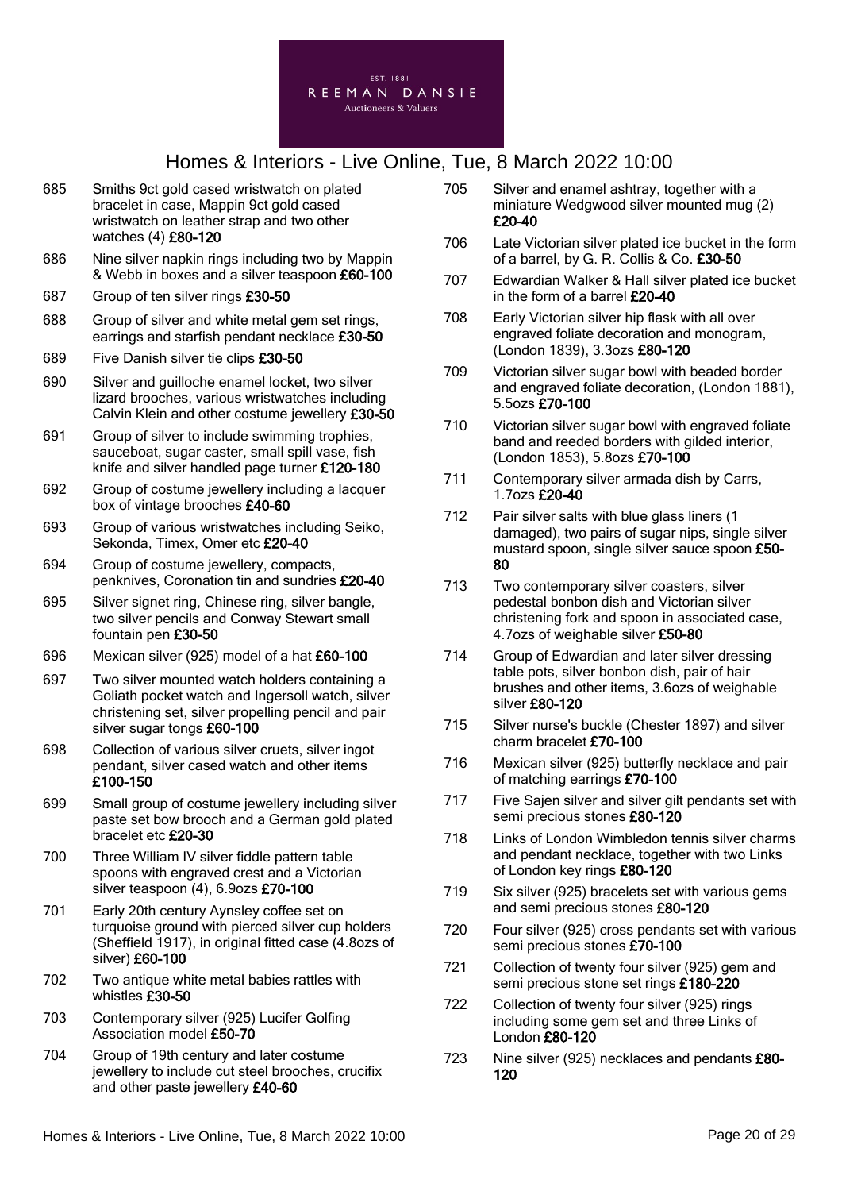EST. 1881
REEMAN DANSIE
Auctioneers & Valuers

# Homes & Interiors - Live Online, Tue, 8 March 2022 10:00

685 Smiths 9ct gold cased wristwatch on plated bracelet in case, Mappin 9ct gold cased wristwatch on leather strap and two other watches (4) **£80-120**

686 Nine silver napkin rings including two by Mappin & Webb in boxes and a silver teaspoon **£60-100**

687 Group of ten silver rings **£30-50**

688 Group of silver and white metal gem set rings, earrings and starfish pendant necklace **£30-50**

689 Five Danish silver tie clips **£30-50**

690 Silver and guilloche enamel locket, two silver lizard brooches, various wristwatches including Calvin Klein and other costume jewellery **£30-50**

691 Group of silver to include swimming trophies, sauceboat, sugar caster, small spill vase, fish knife and silver handled page turner **£120-180**

692 Group of costume jewellery including a lacquer box of vintage brooches **£40-60**

693 Group of various wristwatches including Seiko, Sekonda, Timex, Omer etc **£20-40**

694 Group of costume jewellery, compacts, penknives, Coronation tin and sundries **£20-40**

695 Silver signet ring, Chinese ring, silver bangle, two silver pencils and Conway Stewart small fountain pen **£30-50**

696 Mexican silver (925) model of a hat **£60-100**

697 Two silver mounted watch holders containing a Goliath pocket watch and Ingersoll watch, silver christening set, silver propelling pencil and pair silver sugar tongs **£60-100**

698 Collection of various silver cruets, silver ingot pendant, silver cased watch and other items **£100-150**

699 Small group of costume jewellery including silver paste set bow brooch and a German gold plated bracelet etc **£20-30**

700 Three William IV silver fiddle pattern table spoons with engraved crest and a Victorian silver teaspoon (4), 6.9ozs **£70-100**

701 Early 20th century Aynsley coffee set on turquoise ground with pierced silver cup holders (Sheffield 1917), in original fitted case (4.8ozs of silver) **£60-100**

702 Two antique white metal babies rattles with whistles **£30-50**

703 Contemporary silver (925) Lucifer Golfing Association model **£50-70**

704 Group of 19th century and later costume jewellery to include cut steel brooches, crucifix and other paste jewellery **£40-60**

705 Silver and enamel ashtray, together with a miniature Wedgwood silver mounted mug (2) **£20-40**

706 Late Victorian silver plated ice bucket in the form of a barrel, by G. R. Collis & Co. **£30-50**

707 Edwardian Walker & Hall silver plated ice bucket in the form of a barrel **£20-40**

708 Early Victorian silver hip flask with all over engraved foliate decoration and monogram, (London 1839), 3.3ozs **£80-120**

709 Victorian silver sugar bowl with beaded border and engraved foliate decoration, (London 1881), 5.5ozs **£70-100**

710 Victorian silver sugar bowl with engraved foliate band and reeded borders with gilded interior, (London 1853), 5.8ozs **£70-100**

711 Contemporary silver armada dish by Carrs, 1.7ozs **£20-40**

712 Pair silver salts with blue glass liners (1 damaged), two pairs of sugar nips, single silver mustard spoon, single silver sauce spoon **£50-80**

713 Two contemporary silver coasters, silver pedestal bonbon dish and Victorian silver christening fork and spoon in associated case, 4.7ozs of weighable silver **£50-80**

714 Group of Edwardian and later silver dressing table pots, silver bonbon dish, pair of hair brushes and other items, 3.6ozs of weighable silver **£80-120**

715 Silver nurse's buckle (Chester 1897) and silver charm bracelet **£70-100**

716 Mexican silver (925) butterfly necklace and pair of matching earrings **£70-100**

717 Five Sajen silver and silver gilt pendants set with semi precious stones **£80-120**

718 Links of London Wimbledon tennis silver charms and pendant necklace, together with two Links of London key rings **£80-120**

719 Six silver (925) bracelets set with various gems and semi precious stones **£80-120**

720 Four silver (925) cross pendants set with various semi precious stones **£70-100**

721 Collection of twenty four silver (925) gem and semi precious stone set rings **£180-220**

722 Collection of twenty four silver (925) rings including some gem set and three Links of London **£80-120**

723 Nine silver (925) necklaces and pendants **£80-120**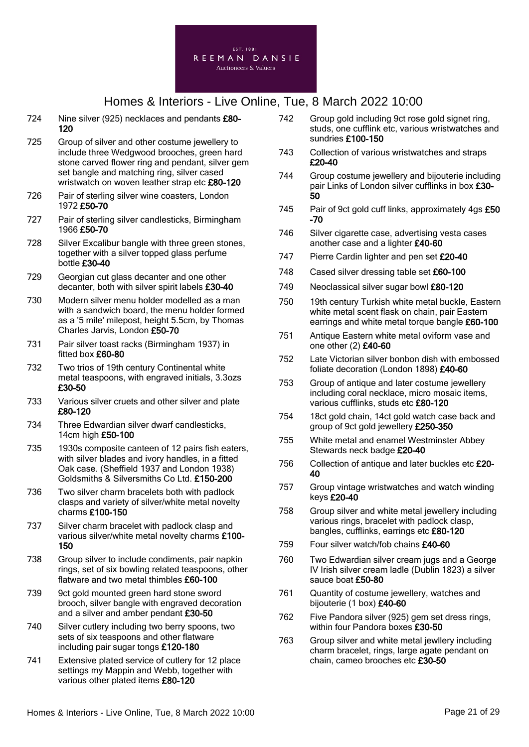# Homes & Interiors - Live Online, Tue, 8 March 2022 10:00

724 Nine silver (925) necklaces and pendants **£80-120**

725 Group of silver and other costume jewellery to include three Wedgwood brooches, green hard stone carved flower ring and pendant, silver gem set bangle and matching ring, silver cased wristwatch on woven leather strap etc **£80-120**

726 Pair of sterling silver wine coasters, London 1972 **£50-70**

727 Pair of sterling silver candlesticks, Birmingham 1966 **£50-70**

728 Silver Excalibur bangle with three green stones, together with a silver topped glass perfume bottle **£30-40**

729 Georgian cut glass decanter and one other decanter, both with silver spirit labels **£30-40**

730 Modern silver menu holder modelled as a man with a sandwich board, the menu holder formed as a '5 mile' milepost, height 5.5cm, by Thomas Charles Jarvis, London **£50-70**

731 Pair silver toast racks (Birmingham 1937) in fitted box **£60-80**

732 Two trios of 19th century Continental white metal teaspoons, with engraved initials, 3.3ozs **£30-50**

733 Various silver cruets and other silver and plate **£80-120**

734 Three Edwardian silver dwarf candlesticks, 14cm high **£50-100**

735 1930s composite canteen of 12 pairs fish eaters, with silver blades and ivory handles, in a fitted Oak case. (Sheffield 1937 and London 1938) Goldsmiths & Silversmiths Co Ltd. **£150-200**

736 Two silver charm bracelets both with padlock clasps and variety of silver/white metal novelty charms **£100-150**

737 Silver charm bracelet with padlock clasp and various silver/white metal novelty charms **£100-150**

738 Group silver to include condiments, pair napkin rings, set of six bowling related teaspoons, other flatware and two metal thimbles **£60-100**

739 9ct gold mounted green hard stone sword brooch, silver bangle with engraved decoration and a silver and amber pendant **£30-50**

740 Silver cutlery including two berry spoons, two sets of six teaspoons and other flatware including pair sugar tongs **£120-180**

741 Extensive plated service of cutlery for 12 place settings my Mappin and Webb, together with various other plated items **£80-120**

742 Group gold including 9ct rose gold signet ring, studs, one cufflink etc, various wristwatches and sundries **£100-150**

743 Collection of various wristwatches and straps **£20-40**

744 Group costume jewellery and bijouterie including pair Links of London silver cufflinks in box **£30-50**

745 Pair of 9ct gold cuff links, approximately 4gs **£50-70**

746 Silver cigarette case, advertising vesta cases another case and a lighter **£40-60**

747 Pierre Cardin lighter and pen set **£20-40**

748 Cased silver dressing table set **£60-100**

749 Neoclassical silver sugar bowl **£80-120**

750 19th century Turkish white metal buckle, Eastern white metal scent flask on chain, pair Eastern earrings and white metal torque bangle **£60-100**

751 Antique Eastern white metal oviform vase and one other (2) **£40-60**

752 Late Victorian silver bonbon dish with embossed foliate decoration (London 1898) **£40-60**

753 Group of antique and later costume jewellery including coral necklace, micro mosaic items, various cufflinks, studs etc **£80-120**

754 18ct gold chain, 14ct gold watch case back and group of 9ct gold jewellery **£250-350**

755 White metal and enamel Westminster Abbey Stewards neck badge **£20-40**

756 Collection of antique and later buckles etc **£20-40**

757 Group vintage wristwatches and watch winding keys **£20-40**

758 Group silver and white metal jewellery including various rings, bracelet with padlock clasp, bangles, cufflinks, earrings etc **£80-120**

759 Four silver watch/fob chains **£40-60**

760 Two Edwardian silver cream jugs and a George IV Irish silver cream ladle (Dublin 1823) a silver sauce boat **£50-80**

761 Quantity of costume jewellery, watches and bijouterie (1 box) **£40-60**

762 Five Pandora silver (925) gem set dress rings, within four Pandora boxes **£30-50**

763 Group silver and white metal jewllery including charm bracelet, rings, large agate pendant on chain, cameo brooches etc **£30-50**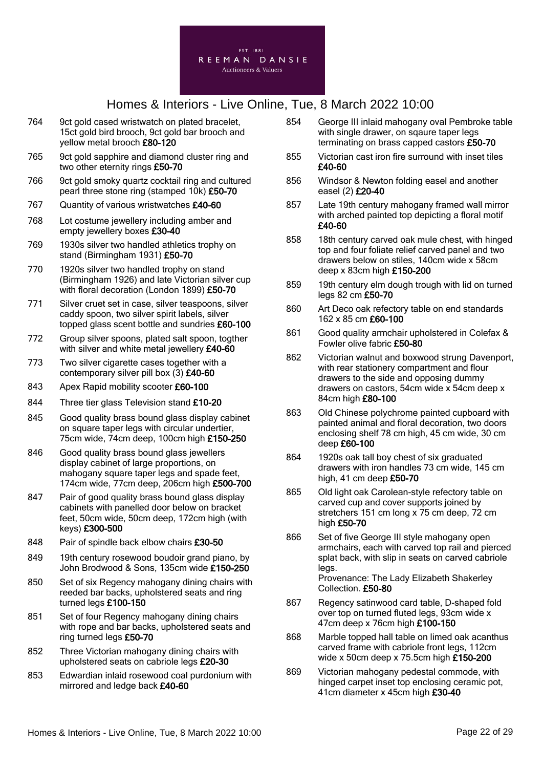# Homes & Interiors - Live Online, Tue, 8 March 2022 10:00

764 9ct gold cased wristwatch on plated bracelet, 15ct gold bird brooch, 9ct gold bar brooch and yellow metal brooch **£80-120**

765 9ct gold sapphire and diamond cluster ring and two other eternity rings **£50-70**

766 9ct gold smoky quartz cocktail ring and cultured pearl three stone ring (stamped 10k) **£50-70**

767 Quantity of various wristwatches **£40-60**

768 Lot costume jewellery including amber and empty jewellery boxes **£30-40**

769 1930s silver two handled athletics trophy on stand (Birmingham 1931) **£50-70**

770 1920s silver two handled trophy on stand (Birmingham 1926) and late Victorian silver cup with floral decoration (London 1899) **£50-70**

771 Silver cruet set in case, silver teaspoons, silver caddy spoon, two silver spirit labels, silver topped glass scent bottle and sundries **£60-100**

772 Group silver spoons, plated salt spoon, togther with silver and white metal jewellery **£40-60**

773 Two silver cigarette cases together with a contemporary silver pill box (3) **£40-60**

843 Apex Rapid mobility scooter **£60-100**

844 Three tier glass Television stand **£10-20**

845 Good quality brass bound glass display cabinet on square taper legs with circular undertier, 75cm wide, 74cm deep, 100cm high **£150-250**

846 Good quality brass bound glass jewellers display cabinet of large proportions, on mahogany square taper legs and spade feet, 174cm wide, 77cm deep, 206cm high **£500-700**

847 Pair of good quality brass bound glass display cabinets with panelled door below on bracket feet, 50cm wide, 50cm deep, 172cm high (with keys) **£300-500**

848 Pair of spindle back elbow chairs **£30-50**

849 19th century rosewood boudoir grand piano, by John Brodwood & Sons, 135cm wide **£150-250**

850 Set of six Regency mahogany dining chairs with reeded bar backs, upholstered seats and ring turned legs **£100-150**

851 Set of four Regency mahogany dining chairs with rope and bar backs, upholstered seats and ring turned legs **£50-70**

852 Three Victorian mahogany dining chairs with upholstered seats on cabriole legs **£20-30**

853 Edwardian inlaid rosewood coal purdonium with mirrored and ledge back **£40-60**

854 George III inlaid mahogany oval Pembroke table with single drawer, on sqaure taper legs terminating on brass capped castors **£50-70**

855 Victorian cast iron fire surround with inset tiles **£40-60**

856 Windsor & Newton folding easel and another easel (2) **£20-40**

857 Late 19th century mahogany framed wall mirror with arched painted top depicting a floral motif **£40-60**

858 18th century carved oak mule chest, with hinged top and four foliate relief carved panel and two drawers below on stiles, 140cm wide x 58cm deep x 83cm high **£150-200**

859 19th century elm dough trough with lid on turned legs 82 cm **£50-70**

860 Art Deco oak refectory table on end standards 162 x 85 cm **£60-100**

861 Good quality armchair upholstered in Colefax & Fowler olive fabric **£50-80**

862 Victorian walnut and boxwood strung Davenport, with rear stationery compartment and flour drawers to the side and opposing dummy drawers on castors, 54cm wide x 54cm deep x 84cm high **£80-100**

863 Old Chinese polychrome painted cupboard with painted animal and floral decoration, two doors enclosing shelf 78 cm high, 45 cm wide, 30 cm deep **£60-100**

864 1920s oak tall boy chest of six graduated drawers with iron handles 73 cm wide, 145 cm high, 41 cm deep **£50-70**

865 Old light oak Carolean-style refectory table on carved cup and cover supports joined by stretchers 151 cm long x 75 cm deep, 72 cm high **£50-70**

866 Set of five George III style mahogany open armchairs, each with carved top rail and pierced splat back, with slip in seats on carved cabriole legs.
Provenance: The Lady Elizabeth Shakerley Collection. **£50-80**

867 Regency satinwood card table, D-shaped fold over top on turned fluted legs, 93cm wide x 47cm deep x 76cm high **£100-150**

868 Marble topped hall table on limed oak acanthus carved frame with cabriole front legs, 112cm wide x 50cm deep x 75.5cm high **£150-200**

869 Victorian mahogany pedestal commode, with hinged carpet inset top enclosing ceramic pot, 41cm diameter x 45cm high **£30-40**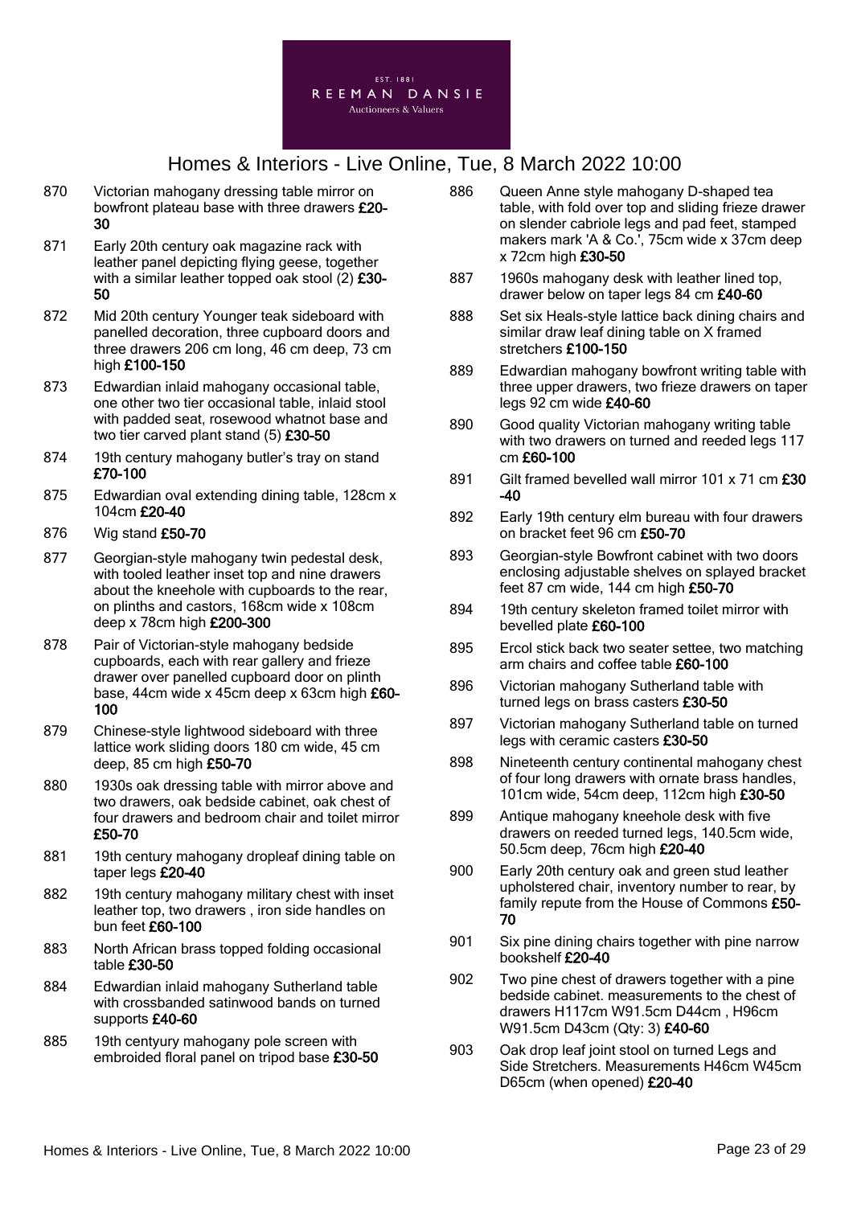EST. 1881
REEMAN DANSIE
Auctioneers & Valuers

# Homes & Interiors - Live Online, Tue, 8 March 2022 10:00

870 Victorian mahogany dressing table mirror on bowfront plateau base with three drawers **£20-30**

871 Early 20th century oak magazine rack with leather panel depicting flying geese, together with a similar leather topped oak stool (2) **£30-50**

872 Mid 20th century Younger teak sideboard with panelled decoration, three cupboard doors and three drawers 206 cm long, 46 cm deep, 73 cm high **£100-150**

873 Edwardian inlaid mahogany occasional table, one other two tier occasional table, inlaid stool with padded seat, rosewood whatnot base and two tier carved plant stand (5) **£30-50**

874 19th century mahogany butler's tray on stand **£70-100**

875 Edwardian oval extending dining table, 128cm x 104cm **£20-40**

876 Wig stand **£50-70**

877 Georgian-style mahogany twin pedestal desk, with tooled leather inset top and nine drawers about the kneehole with cupboards to the rear, on plinths and castors, 168cm wide x 108cm deep x 78cm high **£200-300**

878 Pair of Victorian-style mahogany bedside cupboards, each with rear gallery and frieze drawer over panelled cupboard door on plinth base, 44cm wide x 45cm deep x 63cm high **£60-100**

879 Chinese-style lightwood sideboard with three lattice work sliding doors 180 cm wide, 45 cm deep, 85 cm high **£50-70**

880 1930s oak dressing table with mirror above and two drawers, oak bedside cabinet, oak chest of four drawers and bedroom chair and toilet mirror **£50-70**

881 19th century mahogany dropleaf dining table on taper legs **£20-40**

882 19th century mahogany military chest with inset leather top, two drawers , iron side handles on bun feet **£60-100**

883 North African brass topped folding occasional table **£30-50**

884 Edwardian inlaid mahogany Sutherland table with crossbanded satinwood bands on turned supports **£40-60**

885 19th centyury mahogany pole screen with embroided floral panel on tripod base **£30-50**

886 Queen Anne style mahogany D-shaped tea table, with fold over top and sliding frieze drawer on slender cabriole legs and pad feet, stamped makers mark 'A & Co.', 75cm wide x 37cm deep x 72cm high **£30-50**

887 1960s mahogany desk with leather lined top, drawer below on taper legs 84 cm **£40-60**

888 Set six Heals-style lattice back dining chairs and similar draw leaf dining table on X framed stretchers **£100-150**

889 Edwardian mahogany bowfront writing table with three upper drawers, two frieze drawers on taper legs 92 cm wide **£40-60**

890 Good quality Victorian mahogany writing table with two drawers on turned and reeded legs 117 cm **£60-100**

891 Gilt framed bevelled wall mirror 101 x 71 cm **£30-40**

892 Early 19th century elm bureau with four drawers on bracket feet 96 cm **£50-70**

893 Georgian-style Bowfront cabinet with two doors enclosing adjustable shelves on splayed bracket feet 87 cm wide, 144 cm high **£50-70**

894 19th century skeleton framed toilet mirror with bevelled plate **£60-100**

895 Ercol stick back two seater settee, two matching arm chairs and coffee table **£60-100**

896 Victorian mahogany Sutherland table with turned legs on brass casters **£30-50**

897 Victorian mahogany Sutherland table on turned legs with ceramic casters **£30-50**

898 Nineteenth century continental mahogany chest of four long drawers with ornate brass handles, 101cm wide, 54cm deep, 112cm high **£30-50**

899 Antique mahogany kneehole desk with five drawers on reeded turned legs, 140.5cm wide, 50.5cm deep, 76cm high **£20-40**

900 Early 20th century oak and green stud leather upholstered chair, inventory number to rear, by family repute from the House of Commons **£50-70**

901 Six pine dining chairs together with pine narrow bookshelf **£20-40**

902 Two pine chest of drawers together with a pine bedside cabinet. measurements to the chest of drawers H117cm W91.5cm D44cm , H96cm W91.5cm D43cm (Qty: 3) **£40-60**

903 Oak drop leaf joint stool on turned Legs and Side Stretchers. Measurements H46cm W45cm D65cm (when opened) **£20-40**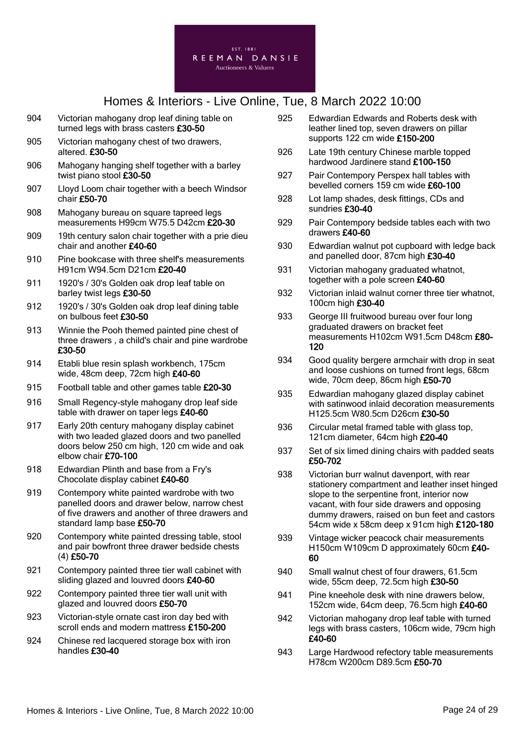EST. 1881
REEMAN DANSIE
Auctioneers & Valuers

# Homes & Interiors - Live Online, Tue, 8 March 2022 10:00

904 Victorian mahogany drop leaf dining table on turned legs with brass casters **£30-50**

905 Victorian mahogany chest of two drawers, altered. **£30-50**

906 Mahogany hanging shelf together with a barley twist piano stool **£30-50**

907 Lloyd Loom chair together with a beech Windsor chair **£50-70**

908 Mahogany bureau on square tapreed legs measurements H99cm W75.5 D42cm **£20-30**

909 19th century salon chair together with a prie dieu chair and another **£40-60**

910 Pine bookcase with three shelf's measurements H91cm W94.5cm D21cm **£20-40**

911 1920's / 30's Golden oak drop leaf table on barley twist legs **£30-50**

912 1920's / 30's Golden oak drop leaf dining table on bulbous feet **£30-50**

913 Winnie the Pooh themed painted pine chest of three drawers , a child's chair and pine wardrobe **£30-50**

914 Etabli blue resin splash workbench, 175cm wide, 48cm deep, 72cm high **£40-60**

915 Football table and other games table **£20-30**

916 Small Regency-style mahogany drop leaf side table with drawer on taper legs **£40-60**

917 Early 20th century mahogany display cabinet with two leaded glazed doors and two panelled doors below 250 cm high, 120 cm wide and oak elbow chair **£70-100**

918 Edwardian Plinth and base from a Fry's Chocolate display cabinet **£40-60**

919 Contempory white painted wardrobe with two panelled doors and drawer below, narrow chest of five drawers and another of three drawers and standard lamp base **£50-70**

920 Contempory white painted dressing table, stool and pair bowfront three drawer bedside chests (4) **£50-70**

921 Contempory painted three tier wall cabinet with sliding glazed and louvred doors **£40-60**

922 Contempory painted three tier wall unit with glazed and louvred doors **£50-70**

923 Victorian-style ornate cast iron day bed with scroll ends and modern mattress **£150-200**

924 Chinese red lacquered storage box with iron handles **£30-40**

925 Edwardian Edwards and Roberts desk with leather lined top, seven drawers on pillar supports 122 cm wide **£150-200**

926 Late 19th century Chinese marble topped hardwood Jardinere stand **£100-150**

927 Pair Contempory Perspex hall tables with bevelled corners 159 cm wide **£60-100**

928 Lot lamp shades, desk fittings, CDs and sundries **£30-40**

929 Pair Contempory bedside tables each with two drawers **£40-60**

930 Edwardian walnut pot cupboard with ledge back and panelled door, 87cm high **£30-40**

931 Victorian mahogany graduated whatnot, together with a pole screen **£40-60**

932 Victorian inlaid walnut corner three tier whatnot, 100cm high **£30-40**

933 George III fruitwood bureau over four long graduated drawers on bracket feet measurements H102cm W91.5cm D48cm **£80-120**

934 Good quality bergere armchair with drop in seat and loose cushions on turned front legs, 68cm wide, 70cm deep, 86cm high **£50-70**

935 Edwardian mahogany glazed display cabinet with satinwood inlaid decoration measurements H125.5cm W80.5cm D26cm **£30-50**

936 Circular metal framed table with glass top, 121cm diameter, 64cm high **£20-40**

937 Set of six limed dining chairs with padded seats **£50-702**

938 Victorian burr walnut davenport, with rear stationery compartment and leather inset hinged slope to the serpentine front, interior now vacant, with four side drawers and opposing dummy drawers, raised on bun feet and castors 54cm wide x 58cm deep x 91cm high **£120-180**

939 Vintage wicker peacock chair measurements H150cm W109cm D approximately 60cm **£40-60**

940 Small walnut chest of four drawers, 61.5cm wide, 55cm deep, 72.5cm high **£30-50**

941 Pine kneehole desk with nine drawers below, 152cm wide, 64cm deep, 76.5cm high **£40-60**

942 Victorian mahogany drop leaf table with turned legs with brass casters, 106cm wide, 79cm high **£40-60**

943 Large Hardwood refectory table measurements H78cm W200cm D89.5cm **£50-70**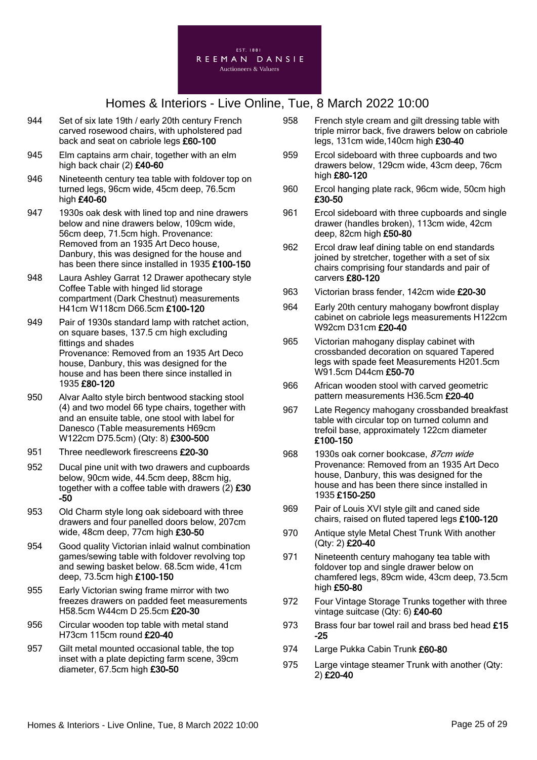EST. 1881
REEMAN DANSIE
Auctioneers & Valuers

# Homes & Interiors - Live Online, Tue, 8 March 2022 10:00

944 Set of six late 19th / early 20th century French carved rosewood chairs, with upholstered pad back and seat on cabriole legs **£60-100**

945 Elm captains arm chair, together with an elm high back chair (2) **£40-60**

946 Nineteenth century tea table with foldover top on turned legs, 96cm wide, 45cm deep, 76.5cm high **£40-60**

947 1930s oak desk with lined top and nine drawers below and nine drawers below, 109cm wide, 56cm deep, 71.5cm high. Provenance: Removed from an 1935 Art Deco house, Danbury, this was designed for the house and has been there since installed in 1935 **£100-150**

948 Laura Ashley Garrat 12 Drawer apothecary style Coffee Table with hinged lid storage compartment (Dark Chestnut) measurements H41cm W118cm D66.5cm **£100-120**

949 Pair of 1930s standard lamp with ratchet action, on square bases, 137.5 cm high excluding fittings and shades
Provenance: Removed from an 1935 Art Deco house, Danbury, this was designed for the house and has been there since installed in 1935 **£80-120**

950 Alvar Aalto style birch bentwood stacking stool (4) and two model 66 type chairs, together with and an ensuite table, one stool with label for Danesco (Table measurements H69cm W122cm D75.5cm) (Qty: 8) **£300-500**

951 Three needlework firescreens **£20-30**

952 Ducal pine unit with two drawers and cupboards below, 90cm wide, 44.5cm deep, 88cm hig, together with a coffee table with drawers (2) **£30-50**

953 Old Charm style long oak sideboard with three drawers and four panelled doors below, 207cm wide, 48cm deep, 77cm high **£30-50**

954 Good quality Victorian inlaid walnut combination games/sewing table with foldover revolving top and sewing basket below. 68.5cm wide, 41cm deep, 73.5cm high **£100-150**

955 Early Victorian swing frame mirror with two freezes drawers on padded feet measurements H58.5cm W44cm D 25.5cm **£20-30**

956 Circular wooden top table with metal stand H73cm 115cm round **£20-40**

957 Gilt metal mounted occasional table, the top inset with a plate depicting farm scene, 39cm diameter, 67.5cm high **£30-50**

958 French style cream and gilt dressing table with triple mirror back, five drawers below on cabriole legs, 131cm wide,140cm high **£30-40**

959 Ercol sideboard with three cupboards and two drawers below, 129cm wide, 43cm deep, 76cm high **£80-120**

960 Ercol hanging plate rack, 96cm wide, 50cm high **£30-50**

961 Ercol sideboard with three cupboards and single drawer (handles broken), 113cm wide, 42cm deep, 82cm high **£50-80**

962 Ercol draw leaf dining table on end standards joined by stretcher, together with a set of six chairs comprising four standards and pair of carvers **£80-120**

963 Victorian brass fender, 142cm wide **£20-30**

964 Early 20th century mahogany bowfront display cabinet on cabriole legs measurements H122cm W92cm D31cm **£20-40**

965 Victorian mahogany display cabinet with crossbanded decoration on squared Tapered legs with spade feet Measurements H201.5cm W91.5cm D44cm **£50-70**

966 African wooden stool with carved geometric pattern measurements H36.5cm **£20-40**

967 Late Regency mahogany crossbanded breakfast table with circular top on turned column and trefoil base, approximately 122cm diameter **£100-150**

968 1930s oak corner bookcase, *87cm wide*
Provenance: Removed from an 1935 Art Deco house, Danbury, this was designed for the house and has been there since installed in 1935 **£150-250**

969 Pair of Louis XVI style gilt and caned side chairs, raised on fluted tapered legs **£100-120**

970 Antique style Metal Chest Trunk With another (Qty: 2) **£20-40**

971 Nineteenth century mahogany tea table with foldover top and single drawer below on chamfered legs, 89cm wide, 43cm deep, 73.5cm high **£50-80**

972 Four Vintage Storage Trunks together with three vintage suitcase (Qty: 6) **£40-60**

973 Brass four bar towel rail and brass bed head **£15-25**

974 Large Pukka Cabin Trunk **£60-80**

975 Large vintage steamer Trunk with another (Qty: 2) **£20-40**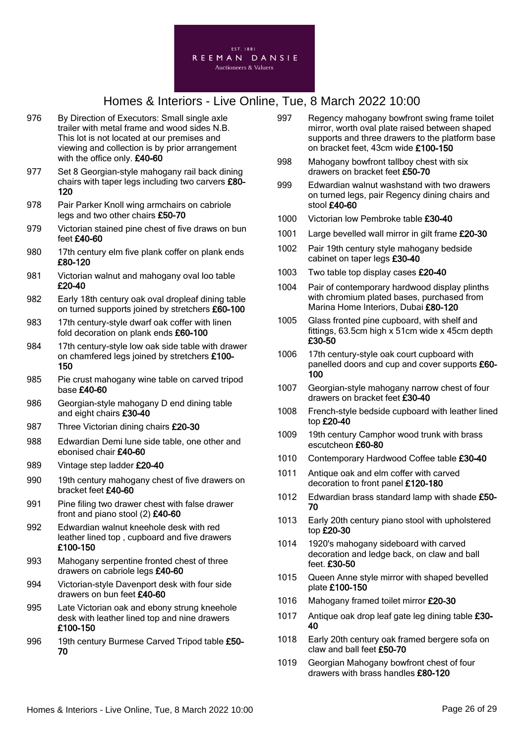EST. 1881
REEMAN DANSIE
Auctioneers & Valuers

# Homes & Interiors - Live Online, Tue, 8 March 2022 10:00

976 By Direction of Executors: Small single axle trailer with metal frame and wood sides N.B. This lot is not located at our premises and viewing and collection is by prior arrangement with the office only. **£40-60**

977 Set 8 Georgian-style mahogany rail back dining chairs with taper legs including two carvers **£80-120**

978 Pair Parker Knoll wing armchairs on cabriole legs and two other chairs **£50-70**

979 Victorian stained pine chest of five draws on bun feet **£40-60**

980 17th century elm five plank coffer on plank ends **£80-120**

981 Victorian walnut and mahogany oval loo table **£20-40**

982 Early 18th century oak oval dropleaf dining table on turned supports joined by stretchers **£60-100**

983 17th century-style dwarf oak coffer with linen fold decoration on plank ends **£60-100**

984 17th century-style low oak side table with drawer on chamfered legs joined by stretchers **£100-150**

985 Pie crust mahogany wine table on carved tripod base **£40-60**

986 Georgian-style mahogany D end dining table and eight chairs **£30-40**

987 Three Victorian dining chairs **£20-30**

988 Edwardian Demi lune side table, one other and ebonised chair **£40-60**

989 Vintage step ladder **£20-40**

990 19th century mahogany chest of five drawers on bracket feet **£40-60**

991 Pine filing two drawer chest with false drawer front and piano stool (2) **£40-60**

992 Edwardian walnut kneehole desk with red leather lined top , cupboard and five drawers **£100-150**

993 Mahogany serpentine fronted chest of three drawers on cabriole legs **£40-60**

994 Victorian-style Davenport desk with four side drawers on bun feet **£40-60**

995 Late Victorian oak and ebony strung kneehole desk with leather lined top and nine drawers **£100-150**

996 19th century Burmese Carved Tripod table **£50-70**

997 Regency mahogany bowfront swing frame toilet mirror, worth oval plate raised between shaped supports and three drawers to the platform base on bracket feet, 43cm wide **£100-150**

998 Mahogany bowfront tallboy chest with six drawers on bracket feet **£50-70**

999 Edwardian walnut washstand with two drawers on turned legs, pair Regency dining chairs and stool **£40-60**

1000 Victorian low Pembroke table **£30-40**

1001 Large bevelled wall mirror in gilt frame **£20-30**

1002 Pair 19th century style mahogany bedside cabinet on taper legs **£30-40**

1003 Two table top display cases **£20-40**

1004 Pair of contemporary hardwood display plinths with chromium plated bases, purchased from Marina Home Interiors, Dubai **£80-120**

1005 Glass fronted pine cupboard, with shelf and fittings, 63.5cm high x 51cm wide x 45cm depth **£30-50**

1006 17th century-style oak court cupboard with panelled doors and cup and cover supports **£60-100**

1007 Georgian-style mahogany narrow chest of four drawers on bracket feet **£30-40**

1008 French-style bedside cupboard with leather lined top **£20-40**

1009 19th century Camphor wood trunk with brass escutcheon **£60-80**

1010 Contemporary Hardwood Coffee table **£30-40**

1011 Antique oak and elm coffer with carved decoration to front panel **£120-180**

1012 Edwardian brass standard lamp with shade **£50-70**

1013 Early 20th century piano stool with upholstered top **£20-30**

1014 1920's mahogany sideboard with carved decoration and ledge back, on claw and ball feet. **£30-50**

1015 Queen Anne style mirror with shaped bevelled plate **£100-150**

1016 Mahogany framed toilet mirror **£20-30**

1017 Antique oak drop leaf gate leg dining table **£30-40**

1018 Early 20th century oak framed bergere sofa on claw and ball feet **£50-70**

1019 Georgian Mahogany bowfront chest of four drawers with brass handles **£80-120**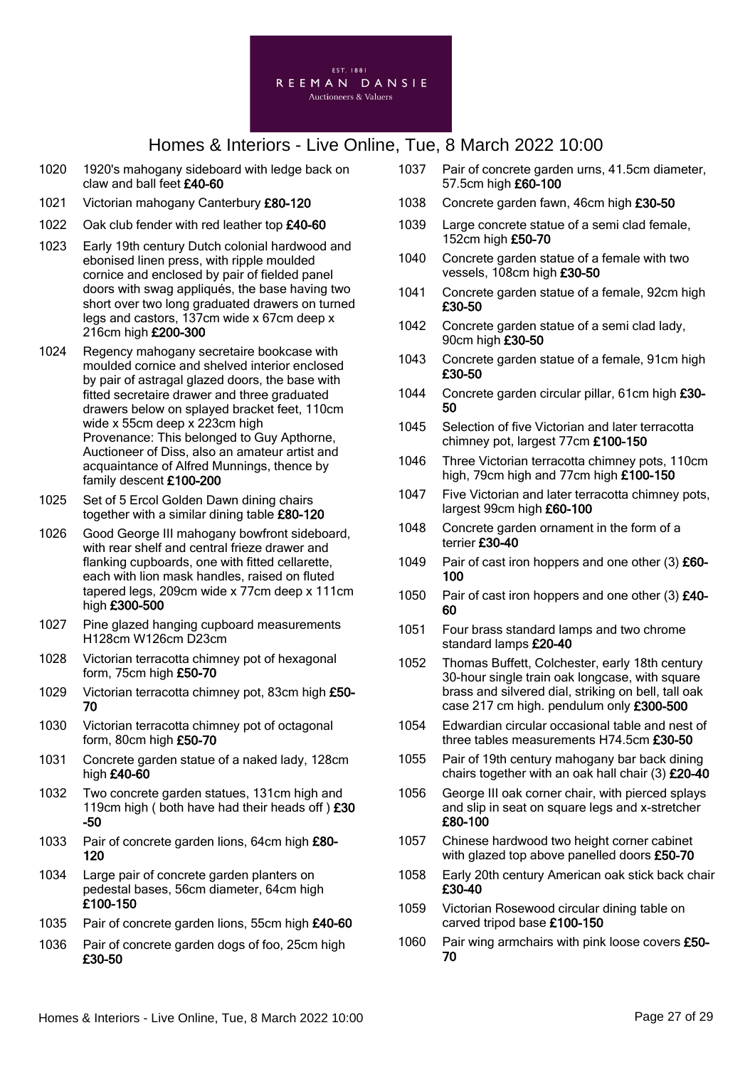EST. 1881
REEMAN DANSIE
Auctioneers & Valuers

# Homes & Interiors - Live Online, Tue, 8 March 2022 10:00

1020 1920's mahogany sideboard with ledge back on claw and ball feet **£40-60**

1021 Victorian mahogany Canterbury **£80-120**

1022 Oak club fender with red leather top **£40-60**

1023 Early 19th century Dutch colonial hardwood and ebonised linen press, with ripple moulded cornice and enclosed by pair of fielded panel doors with swag appliqués, the base having two short over two long graduated drawers on turned legs and castors, 137cm wide x 67cm deep x 216cm high **£200-300**

1024 Regency mahogany secretaire bookcase with moulded cornice and shelved interior enclosed by pair of astragal glazed doors, the base with fitted secretaire drawer and three graduated drawers below on splayed bracket feet, 110cm wide x 55cm deep x 223cm high
Provenance: This belonged to Guy Apthorne, Auctioneer of Diss, also an amateur artist and acquaintance of Alfred Munnings, thence by family descent **£100-200**

1025 Set of 5 Ercol Golden Dawn dining chairs together with a similar dining table **£80-120**

1026 Good George III mahogany bowfront sideboard, with rear shelf and central frieze drawer and flanking cupboards, one with fitted cellarette, each with lion mask handles, raised on fluted tapered legs, 209cm wide x 77cm deep x 111cm high **£300-500**

1027 Pine glazed hanging cupboard measurements H128cm W126cm D23cm

1028 Victorian terracotta chimney pot of hexagonal form, 75cm high **£50-70**

1029 Victorian terracotta chimney pot, 83cm high **£50-70**

1030 Victorian terracotta chimney pot of octagonal form, 80cm high **£50-70**

1031 Concrete garden statue of a naked lady, 128cm high **£40-60**

1032 Two concrete garden statues, 131cm high and 119cm high ( both have had their heads off ) **£30-50**

1033 Pair of concrete garden lions, 64cm high **£80-120**

1034 Large pair of concrete garden planters on pedestal bases, 56cm diameter, 64cm high **£100-150**

1035 Pair of concrete garden lions, 55cm high **£40-60**

1036 Pair of concrete garden dogs of foo, 25cm high **£30-50**

1037 Pair of concrete garden urns, 41.5cm diameter, 57.5cm high **£60-100**

1038 Concrete garden fawn, 46cm high **£30-50**

1039 Large concrete statue of a semi clad female, 152cm high **£50-70**

1040 Concrete garden statue of a female with two vessels, 108cm high **£30-50**

1041 Concrete garden statue of a female, 92cm high **£30-50**

1042 Concrete garden statue of a semi clad lady, 90cm high **£30-50**

1043 Concrete garden statue of a female, 91cm high **£30-50**

1044 Concrete garden circular pillar, 61cm high **£30-50**

1045 Selection of five Victorian and later terracotta chimney pot, largest 77cm **£100-150**

1046 Three Victorian terracotta chimney pots, 110cm high, 79cm high and 77cm high **£100-150**

1047 Five Victorian and later terracotta chimney pots, largest 99cm high **£60-100**

1048 Concrete garden ornament in the form of a terrier **£30-40**

1049 Pair of cast iron hoppers and one other (3) **£60-100**

1050 Pair of cast iron hoppers and one other (3) **£40-60**

1051 Four brass standard lamps and two chrome standard lamps **£20-40**

1052 Thomas Buffett, Colchester, early 18th century 30-hour single train oak longcase, with square brass and silvered dial, striking on bell, tall oak case 217 cm high. pendulum only **£300-500**

1054 Edwardian circular occasional table and nest of three tables measurements H74.5cm **£30-50**

1055 Pair of 19th century mahogany bar back dining chairs together with an oak hall chair (3) **£20-40**

1056 George III oak corner chair, with pierced splays and slip in seat on square legs and x-stretcher **£80-100**

1057 Chinese hardwood two height corner cabinet with glazed top above panelled doors **£50-70**

1058 Early 20th century American oak stick back chair **£30-40**

1059 Victorian Rosewood circular dining table on carved tripod base **£100-150**

1060 Pair wing armchairs with pink loose covers **£50-70**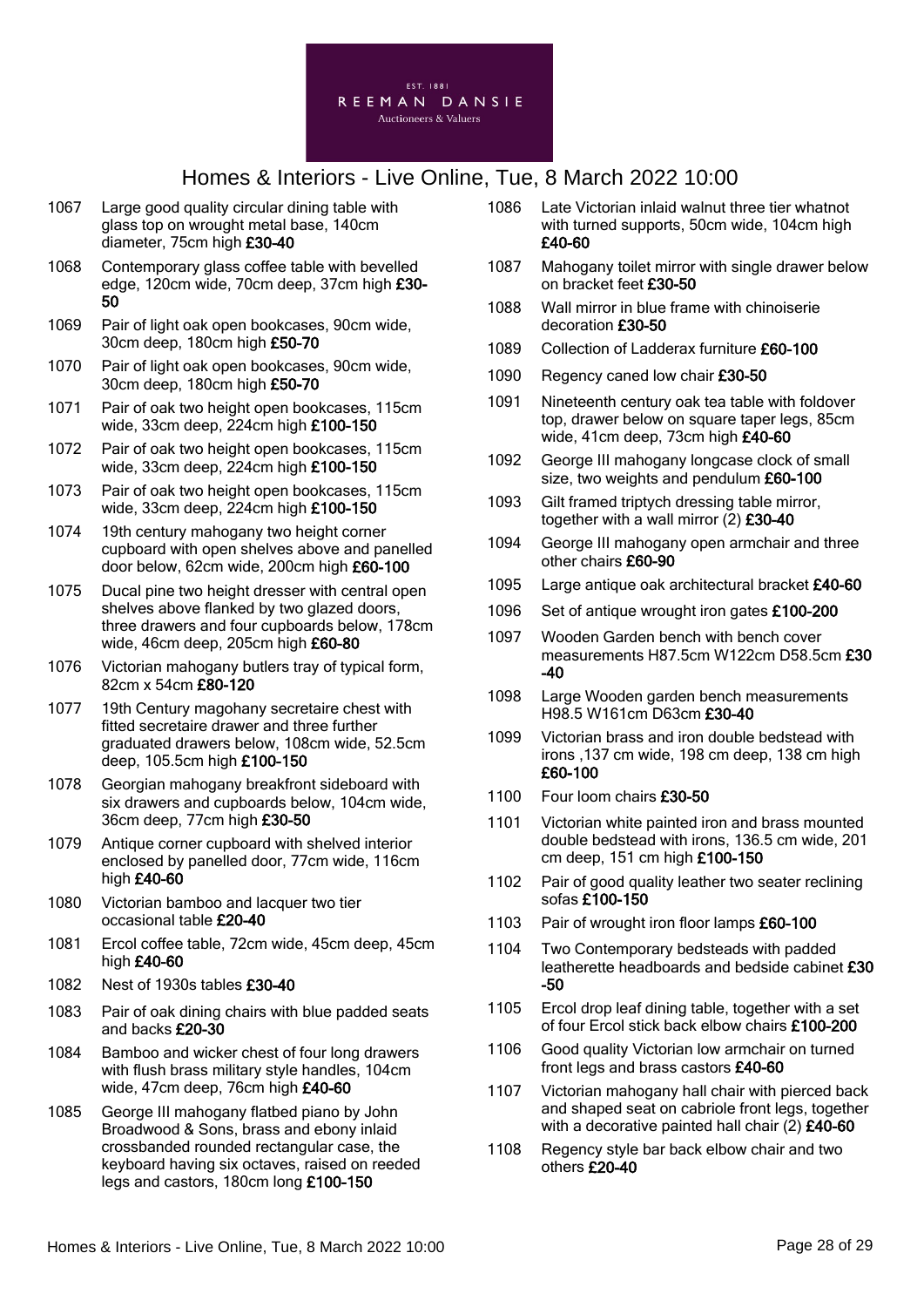EST. 1881
REEMAN DANSIE
Auctioneers & Valuers

# Homes & Interiors - Live Online, Tue, 8 March 2022 10:00

1067 Large good quality circular dining table with glass top on wrought metal base, 140cm diameter, 75cm high **£30-40**

1068 Contemporary glass coffee table with bevelled edge, 120cm wide, 70cm deep, 37cm high **£30-50**

1069 Pair of light oak open bookcases, 90cm wide, 30cm deep, 180cm high **£50-70**

1070 Pair of light oak open bookcases, 90cm wide, 30cm deep, 180cm high **£50-70**

1071 Pair of oak two height open bookcases, 115cm wide, 33cm deep, 224cm high **£100-150**

1072 Pair of oak two height open bookcases, 115cm wide, 33cm deep, 224cm high **£100-150**

1073 Pair of oak two height open bookcases, 115cm wide, 33cm deep, 224cm high **£100-150**

1074 19th century mahogany two height corner cupboard with open shelves above and panelled door below, 62cm wide, 200cm high **£60-100**

1075 Ducal pine two height dresser with central open shelves above flanked by two glazed doors, three drawers and four cupboards below, 178cm wide, 46cm deep, 205cm high **£60-80**

1076 Victorian mahogany butlers tray of typical form, 82cm x 54cm **£80-120**

1077 19th Century magohany secretaire chest with fitted secretaire drawer and three further graduated drawers below, 108cm wide, 52.5cm deep, 105.5cm high **£100-150**

1078 Georgian mahogany breakfront sideboard with six drawers and cupboards below, 104cm wide, 36cm deep, 77cm high **£30-50**

1079 Antique corner cupboard with shelved interior enclosed by panelled door, 77cm wide, 116cm high **£40-60**

1080 Victorian bamboo and lacquer two tier occasional table **£20-40**

1081 Ercol coffee table, 72cm wide, 45cm deep, 45cm high **£40-60**

1082 Nest of 1930s tables **£30-40**

1083 Pair of oak dining chairs with blue padded seats and backs **£20-30**

1084 Bamboo and wicker chest of four long drawers with flush brass military style handles, 104cm wide, 47cm deep, 76cm high **£40-60**

1085 George III mahogany flatbed piano by John Broadwood & Sons, brass and ebony inlaid crossbanded rounded rectangular case, the keyboard having six octaves, raised on reeded legs and castors, 180cm long **£100-150**

1086 Late Victorian inlaid walnut three tier whatnot with turned supports, 50cm wide, 104cm high **£40-60**

1087 Mahogany toilet mirror with single drawer below on bracket feet **£30-50**

1088 Wall mirror in blue frame with chinoiserie decoration **£30-50**

1089 Collection of Ladderax furniture **£60-100**

1090 Regency caned low chair **£30-50**

1091 Nineteenth century oak tea table with foldover top, drawer below on square taper legs, 85cm wide, 41cm deep, 73cm high **£40-60**

1092 George III mahogany longcase clock of small size, two weights and pendulum **£60-100**

1093 Gilt framed triptych dressing table mirror, together with a wall mirror (2) **£30-40**

1094 George III mahogany open armchair and three other chairs **£60-90**

1095 Large antique oak architectural bracket **£40-60**

1096 Set of antique wrought iron gates **£100-200**

1097 Wooden Garden bench with bench cover measurements H87.5cm W122cm D58.5cm **£30-40**

1098 Large Wooden garden bench measurements H98.5 W161cm D63cm **£30-40**

1099 Victorian brass and iron double bedstead with irons ,137 cm wide, 198 cm deep, 138 cm high **£60-100**

1100 Four loom chairs **£30-50**

1101 Victorian white painted iron and brass mounted double bedstead with irons, 136.5 cm wide, 201 cm deep, 151 cm high **£100-150**

1102 Pair of good quality leather two seater reclining sofas **£100-150**

1103 Pair of wrought iron floor lamps **£60-100**

1104 Two Contemporary bedsteads with padded leatherette headboards and bedside cabinet **£30-50**

1105 Ercol drop leaf dining table, together with a set of four Ercol stick back elbow chairs **£100-200**

1106 Good quality Victorian low armchair on turned front legs and brass castors **£40-60**

1107 Victorian mahogany hall chair with pierced back and shaped seat on cabriole front legs, together with a decorative painted hall chair (2) **£40-60**

1108 Regency style bar back elbow chair and two others **£20-40**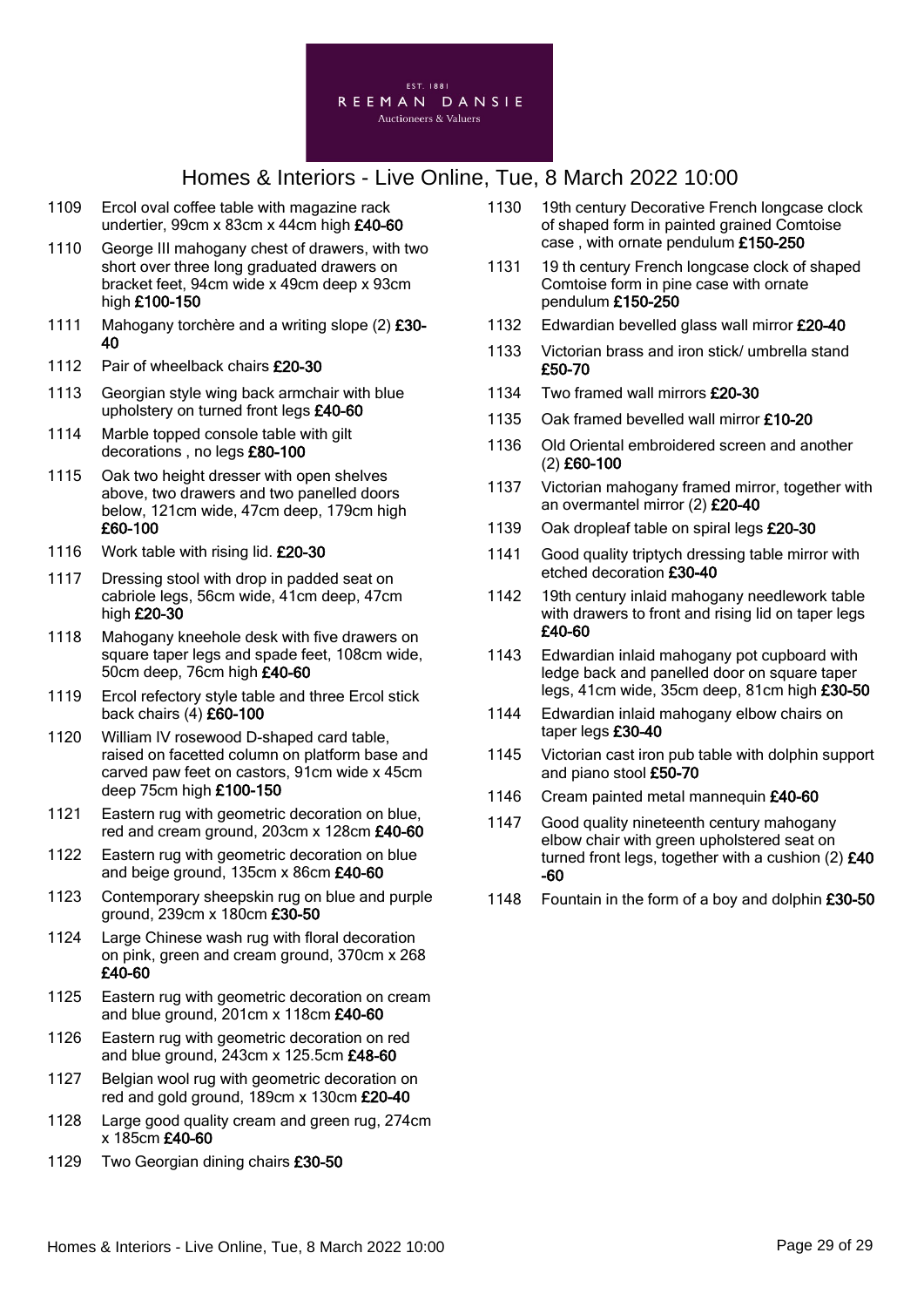EST. 1881
REEMAN DANSIE
Auctioneers & Valuers

# Homes & Interiors - Live Online, Tue, 8 March 2022 10:00

1109 Ercol oval coffee table with magazine rack undertier, 99cm x 83cm x 44cm high **£40-60**

1110 George III mahogany chest of drawers, with two short over three long graduated drawers on bracket feet, 94cm wide x 49cm deep x 93cm high **£100-150**

1111 Mahogany torchère and a writing slope (2) **£30-40**

1112 Pair of wheelback chairs **£20-30**

1113 Georgian style wing back armchair with blue upholstery on turned front legs **£40-60**

1114 Marble topped console table with gilt decorations , no legs **£80-100**

1115 Oak two height dresser with open shelves above, two drawers and two panelled doors below, 121cm wide, 47cm deep, 179cm high **£60-100**

1116 Work table with rising lid. **£20-30**

1117 Dressing stool with drop in padded seat on cabriole legs, 56cm wide, 41cm deep, 47cm high **£20-30**

1118 Mahogany kneehole desk with five drawers on square taper legs and spade feet, 108cm wide, 50cm deep, 76cm high **£40-60**

1119 Ercol refectory style table and three Ercol stick back chairs (4) **£60-100**

1120 William IV rosewood D-shaped card table, raised on facetted column on platform base and carved paw feet on castors, 91cm wide x 45cm deep 75cm high **£100-150**

1121 Eastern rug with geometric decoration on blue, red and cream ground, 203cm x 128cm **£40-60**

1122 Eastern rug with geometric decoration on blue and beige ground, 135cm x 86cm **£40-60**

1123 Contemporary sheepskin rug on blue and purple ground, 239cm x 180cm **£30-50**

1124 Large Chinese wash rug with floral decoration on pink, green and cream ground, 370cm x 268 **£40-60**

1125 Eastern rug with geometric decoration on cream and blue ground, 201cm x 118cm **£40-60**

1126 Eastern rug with geometric decoration on red and blue ground, 243cm x 125.5cm **£48-60**

1127 Belgian wool rug with geometric decoration on red and gold ground, 189cm x 130cm **£20-40**

1128 Large good quality cream and green rug, 274cm x 185cm **£40-60**

1129 Two Georgian dining chairs **£30-50**

1130 19th century Decorative French longcase clock of shaped form in painted grained Comtoise case , with ornate pendulum **£150-250**

1131 19 th century French longcase clock of shaped Comtoise form in pine case with ornate pendulum **£150-250**

1132 Edwardian bevelled glass wall mirror **£20-40**

1133 Victorian brass and iron stick/ umbrella stand **£50-70**

1134 Two framed wall mirrors **£20-30**

1135 Oak framed bevelled wall mirror **£10-20**

1136 Old Oriental embroidered screen and another (2) **£60-100**

1137 Victorian mahogany framed mirror, together with an overmantel mirror (2) **£20-40**

1139 Oak dropleaf table on spiral legs **£20-30**

1141 Good quality triptych dressing table mirror with etched decoration **£30-40**

1142 19th century inlaid mahogany needlework table with drawers to front and rising lid on taper legs **£40-60**

1143 Edwardian inlaid mahogany pot cupboard with ledge back and panelled door on square taper legs, 41cm wide, 35cm deep, 81cm high **£30-50**

1144 Edwardian inlaid mahogany elbow chairs on taper legs **£30-40**

1145 Victorian cast iron pub table with dolphin support and piano stool **£50-70**

1146 Cream painted metal mannequin **£40-60**

1147 Good quality nineteenth century mahogany elbow chair with green upholstered seat on turned front legs, together with a cushion (2) **£40-60**

1148 Fountain in the form of a boy and dolphin **£30-50**